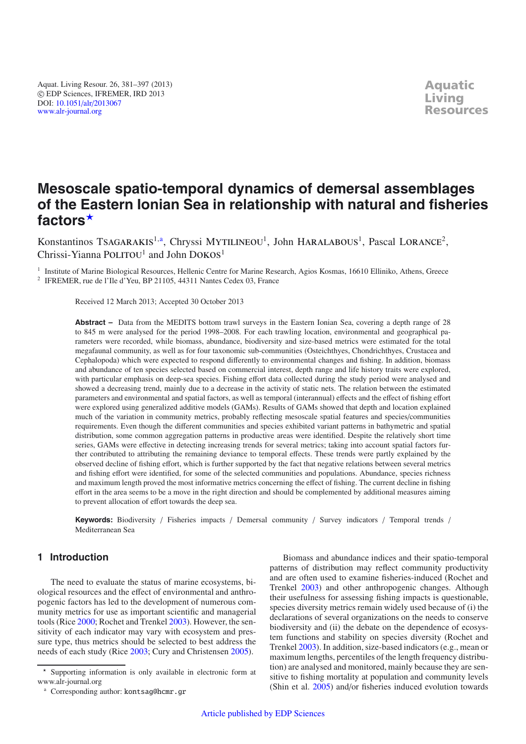# Mesoscale spatio-temporal dynamics of demersal assemblages of the Eastern Ionian Sea in relationship with natural and fisheries factors[★]

Konstantinos TSAGARAKIS[1,a], Chryssi MYTILINEOU[1], John HARALABOUS[1], Pascal LORANCE[2], Chrissi-Yianna POLITOU[1] and John DOKOS[1]

[1] Institute of Marine Biological Resources, Hellenic Centre for Marine Research, Agios Kosmas, 16610 Elliniko, Athens, Greece
[2] IFREMER, rue de l'Ile d'Yeu, BP 21105, 44311 Nantes Cedex 03, France

Received 12 March 2013; Accepted 30 October 2013

**Abstract –** Data from the MEDITS bottom trawl surveys in the Eastern Ionian Sea, covering a depth range of 28 to 845 m were analysed for the period 1998–2008. For each trawling location, environmental and geographical parameters were recorded, while biomass, abundance, biodiversity and size-based metrics were estimated for the total megafaunal community, as well as for four taxonomic sub-communities (Osteichthyes, Chondrichthyes, Crustacea and Cephalopoda) which were expected to respond differently to environmental changes and fishing. In addition, biomass and abundance of ten species selected based on commercial interest, depth range and life history traits were explored, with particular emphasis on deep-sea species. Fishing effort data collected during the study period were analysed and showed a decreasing trend, mainly due to a decrease in the activity of static nets. The relation between the estimated parameters and environmental and spatial factors, as well as temporal (interannual) effects and the effect of fishing effort were explored using generalized additive models (GAMs). Results of GAMs showed that depth and location explained much of the variation in community metrics, probably reflecting mesoscale spatial features and species/communities requirements. Even though the different communities and species exhibited variant patterns in bathymetric and spatial distribution, some common aggregation patterns in productive areas were identified. Despite the relatively short time series, GAMs were effective in detecting increasing trends for several metrics; taking into account spatial factors further contributed to attributing the remaining deviance to temporal effects. These trends were partly explained by the observed decline of fishing effort, which is further supported by the fact that negative relations between several metrics and fishing effort were identified, for some of the selected communities and populations. Abundance, species richness and maximum length proved the most informative metrics concerning the effect of fishing. The current decline in fishing effort in the area seems to be a move in the right direction and should be complemented by additional measures aiming to prevent allocation of effort towards the deep sea.

**Keywords:** Biodiversity / Fisheries impacts / Demersal community / Survey indicators / Temporal trends / Mediterranean Sea

## 1 Introduction

The need to evaluate the status of marine ecosystems, biological resources and the effect of environmental and anthropogenic factors has led to the development of numerous community metrics for use as important scientific and managerial tools (Rice 2000; Rochet and Trenkel 2003). However, the sensitivity of each indicator may vary with ecosystem and pressure type, thus metrics should be selected to best address the needs of each study (Rice 2003; Cury and Christensen 2005).

Biomass and abundance indices and their spatio-temporal patterns of distribution may reflect community productivity and are often used to examine fisheries-induced (Rochet and Trenkel 2003) and other anthropogenic changes. Although their usefulness for assessing fishing impacts is questionable, species diversity metrics remain widely used because of (i) the declarations of several organizations on the needs to conserve biodiversity and (ii) the debate on the dependence of ecosystem functions and stability on species diversity (Rochet and Trenkel 2003). In addition, size-based indicators (e.g., mean or maximum lengths, percentiles of the length frequency distribution) are analysed and monitored, mainly because they are sensitive to fishing mortality at population and community levels (Shin et al. 2005) and/or fisheries induced evolution towards

[★] Supporting information is only available in electronic form at www.alr-journal.org

[a] Corresponding author: kontsag@hcmr.gr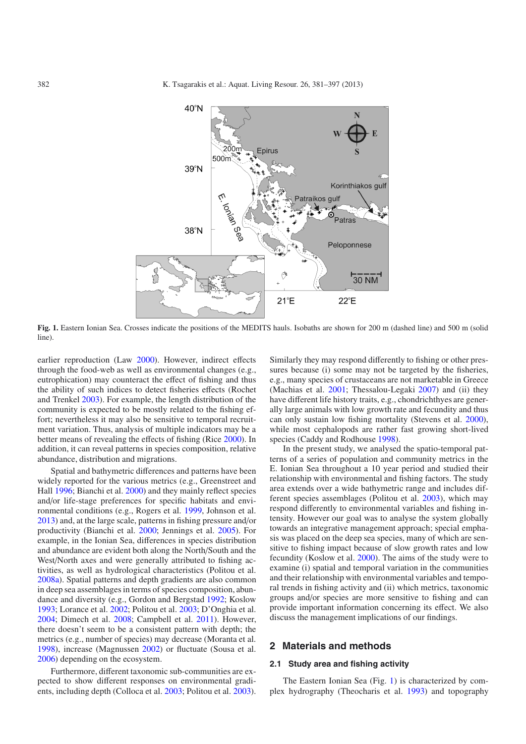Fig. 1. Eastern Ionian Sea. Crosses indicate the positions of the MEDITS hauls. Isobaths are shown for 200 m (dashed line) and 500 m (solid line).

earlier reproduction (Law 2000). However, indirect effects through the food-web as well as environmental changes (e.g., eutrophication) may counteract the effect of fishing and thus the ability of such indices to detect fisheries effects (Rochet and Trenkel 2003). For example, the length distribution of the community is expected to be mostly related to the fishing effort; nevertheless it may also be sensitive to temporal recruitment variation. Thus, analysis of multiple indicators may be a better means of revealing the effects of fishing (Rice 2000). In addition, it can reveal patterns in species composition, relative abundance, distribution and migrations.

Spatial and bathymetric differences and patterns have been widely reported for the various metrics (e.g., Greenstreet and Hall 1996; Bianchi et al. 2000) and they mainly reflect species and/or life-stage preferences for specific habitats and environmental conditions (e.g., Rogers et al. 1999, Johnson et al. 2013) and, at the large scale, patterns in fishing pressure and/or productivity (Bianchi et al. 2000; Jennings et al. 2005). For example, in the Ionian Sea, differences in species distribution and abundance are evident both along the North/South and the West/North axes and were generally attributed to fishing activities, as well as hydrological characteristics (Politou et al. 2008a). Spatial patterns and depth gradients are also common in deep sea assemblages in terms of species composition, abundance and diversity (e.g., Gordon and Bergstad 1992; Koslow 1993; Lorance et al. 2002; Politou et al. 2003; D'Onghia et al. 2004; Dimech et al. 2008; Campbell et al. 2011). However, there doesn't seem to be a consistent pattern with depth; the metrics (e.g., number of species) may decrease (Moranta et al. 1998), increase (Magnussen 2002) or fluctuate (Sousa et al. 2006) depending on the ecosystem.

Furthermore, different taxonomic sub-communities are expected to show different responses on environmental gradients, including depth (Colloca et al. 2003; Politou et al. 2003). Similarly they may respond differently to fishing or other pressures because (i) some may not be targeted by the fisheries, e.g., many species of crustaceans are not marketable in Greece (Machias et al. 2001; Thessalou-Legaki 2007) and (ii) they have different life history traits, e.g., chondrichthyes are generally large animals with low growth rate and fecundity and thus can only sustain low fishing mortality (Stevens et al. 2000), while most cephalopods are rather fast growing short-lived species (Caddy and Rodhouse 1998).

In the present study, we analysed the spatio-temporal patterns of a series of population and community metrics in the E. Ionian Sea throughout a 10 year period and studied their relationship with environmental and fishing factors. The study area extends over a wide bathymetric range and includes different species assemblages (Politou et al. 2003), which may respond differently to environmental variables and fishing intensity. However our goal was to analyse the system globally towards an integrative management approach; special emphasis was placed on the deep sea species, many of which are sensitive to fishing impact because of slow growth rates and low fecundity (Koslow et al. 2000). The aims of the study were to examine (i) spatial and temporal variation in the communities and their relationship with environmental variables and temporal trends in fishing activity and (ii) which metrics, taxonomic groups and/or species are more sensitive to fishing and can provide important information concerning its effect. We also discuss the management implications of our findings.

## 2 Materials and methods

### 2.1 Study area and fishing activity

The Eastern Ionian Sea (Fig. 1) is characterized by complex hydrography (Theocharis et al. 1993) and topography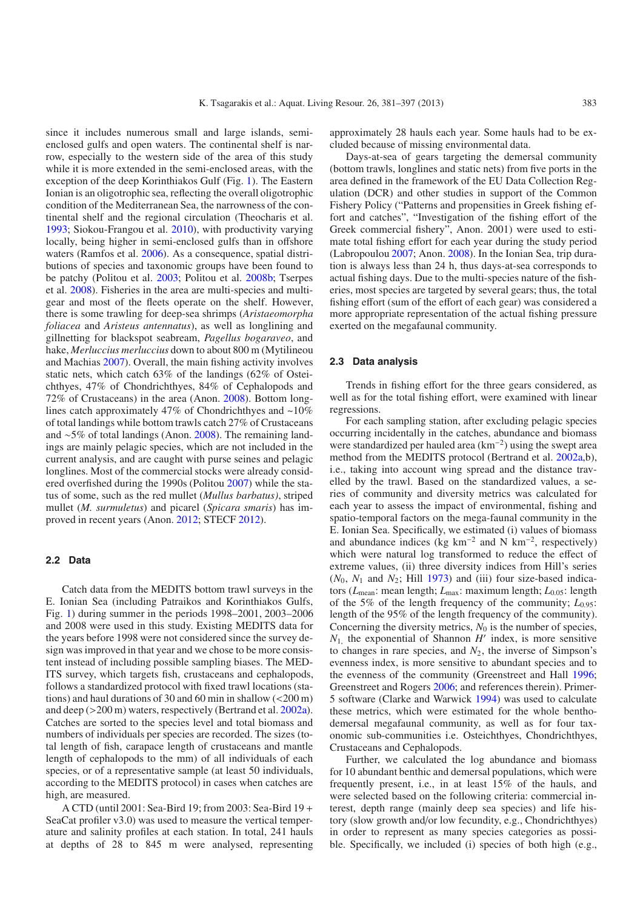since it includes numerous small and large islands, semi-enclosed gulfs and open waters. The continental shelf is narrow, especially to the western side of the area of this study while it is more extended in the semi-enclosed areas, with the exception of the deep Korinthiakos Gulf (Fig. 1). The Eastern Ionian is an oligotrophic sea, reflecting the overall oligotrophic condition of the Mediterranean Sea, the narrowness of the continental shelf and the regional circulation (Theocharis et al. 1993; Siokou-Frangou et al. 2010), with productivity varying locally, being higher in semi-enclosed gulfs than in offshore waters (Ramfos et al. 2006). As a consequence, spatial distributions of species and taxonomic groups have been found to be patchy (Politou et al. 2003; Politou et al. 2008b; Tserpes et al. 2008). Fisheries in the area are multi-species and multi-gear and most of the fleets operate on the shelf. However, there is some trawling for deep-sea shrimps (*Aristaeomorpha foliacea* and *Aristeus antennatus*), as well as longlining and gillnetting for blackspot seabream, *Pagellus bogaraveo*, and hake, *Merluccius merluccius* down to about 800 m (Mytilineou and Machias 2007). Overall, the main fishing activity involves static nets, which catch 63% of the landings (62% of Osteichthyes, 47% of Chondrichthyes, 84% of Cephalopods and 72% of Crustaceans) in the area (Anon. 2008). Bottom longlines catch approximately 47% of Chondrichthyes and ~10% of total landings while bottom trawls catch 27% of Crustaceans and ~5% of total landings (Anon. 2008). The remaining landings are mainly pelagic species, which are not included in the current analysis, and are caught with purse seines and pelagic longlines. Most of the commercial stocks were already considered overfished during the 1990s (Politou 2007) while the status of some, such as the red mullet (*Mullus barbatus)*, striped mullet (*M. surmuletus*) and picarel (*Spicara smaris*) has improved in recent years (Anon. 2012; STECF 2012).

## 2.2 Data

Catch data from the MEDITS bottom trawl surveys in the E. Ionian Sea (including Patraikos and Korinthiakos Gulfs, Fig. 1) during summer in the periods 1998–2001, 2003–2006 and 2008 were used in this study. Existing MEDITS data for the years before 1998 were not considered since the survey design was improved in that year and we chose to be more consistent instead of including possible sampling biases. The MEDITS survey, which targets fish, crustaceans and cephalopods, follows a standardized protocol with fixed trawl locations (stations) and haul durations of 30 and 60 min in shallow (<200 m) and deep (>200 m) waters, respectively (Bertrand et al. 2002a). Catches are sorted to the species level and total biomass and numbers of individuals per species are recorded. The sizes (total length of fish, carapace length of crustaceans and mantle length of cephalopods to the mm) of all individuals of each species, or of a representative sample (at least 50 individuals, according to the MEDITS protocol) in cases when catches are high, are measured.

A CTD (until 2001: Sea-Bird 19; from 2003: Sea-Bird 19 + SeaCat profiler v3.0) was used to measure the vertical temperature and salinity profiles at each station. In total, 241 hauls at depths of 28 to 845 m were analysed, representing approximately 28 hauls each year. Some hauls had to be excluded because of missing environmental data.

Days-at-sea of gears targeting the demersal community (bottom trawls, longlines and static nets) from five ports in the area defined in the framework of the EU Data Collection Regulation (DCR) and other studies in support of the Common Fishery Policy ("Patterns and propensities in Greek fishing effort and catches", "Investigation of the fishing effort of the Greek commercial fishery", Anon. 2001) were used to estimate total fishing effort for each year during the study period (Labropoulou 2007; Anon. 2008). In the Ionian Sea, trip duration is always less than 24 h, thus days-at-sea corresponds to actual fishing days. Due to the multi-species nature of the fisheries, most species are targeted by several gears; thus, the total fishing effort (sum of the effort of each gear) was considered a more appropriate representation of the actual fishing pressure exerted on the megafaunal community.

## 2.3 Data analysis

Trends in fishing effort for the three gears considered, as well as for the total fishing effort, were examined with linear regressions.

For each sampling station, after excluding pelagic species occurring incidentally in the catches, abundance and biomass were standardized per hauled area ($km^{-2}$) using the swept area method from the MEDITS protocol (Bertrand et al. 2002a,b), i.e., taking into account wing spread and the distance travelled by the trawl. Based on the standardized values, a series of community and diversity metrics was calculated for each year to assess the impact of environmental, fishing and spatio-temporal factors on the mega-faunal community in the E. Ionian Sea. Specifically, we estimated (i) values of biomass and abundance indices (kg $km^{-2}$ and N $km^{-2}$, respectively) which were natural log transformed to reduce the effect of extreme values, (ii) three diversity indices from Hill's series ($N_0$, $N_1$ and $N_2$; Hill 1973) and (iii) four size-based indicators ($L_{mean}$: mean length; $L_{max}$: maximum length; $L_{0.05}$: length of the 5% of the length frequency of the community; $L_{0.95}$: length of the 95% of the length frequency of the community). Concerning the diversity metrics, $N_0$ is the number of species, $N_1$, the exponential of Shannon $H'$ index, is more sensitive to changes in rare species, and $N_2$, the inverse of Simpson's evenness index, is more sensitive to abundant species and to the evenness of the community (Greenstreet and Hall 1996; Greenstreet and Rogers 2006; and references therein). Primer-5 software (Clarke and Warwick 1994) was used to calculate these metrics, which were estimated for the whole bentho-demersal megafaunal community, as well as for four taxonomic sub-communities i.e. Osteichthyes, Chondrichthyes, Crustaceans and Cephalopods.

Further, we calculated the log abundance and biomass for 10 abundant benthic and demersal populations, which were frequently present, i.e., in at least 15% of the hauls, and were selected based on the following criteria: commercial interest, depth range (mainly deep sea species) and life history (slow growth and/or low fecundity, e.g., Chondrichthyes) in order to represent as many species categories as possible. Specifically, we included (i) species of both high (e.g.,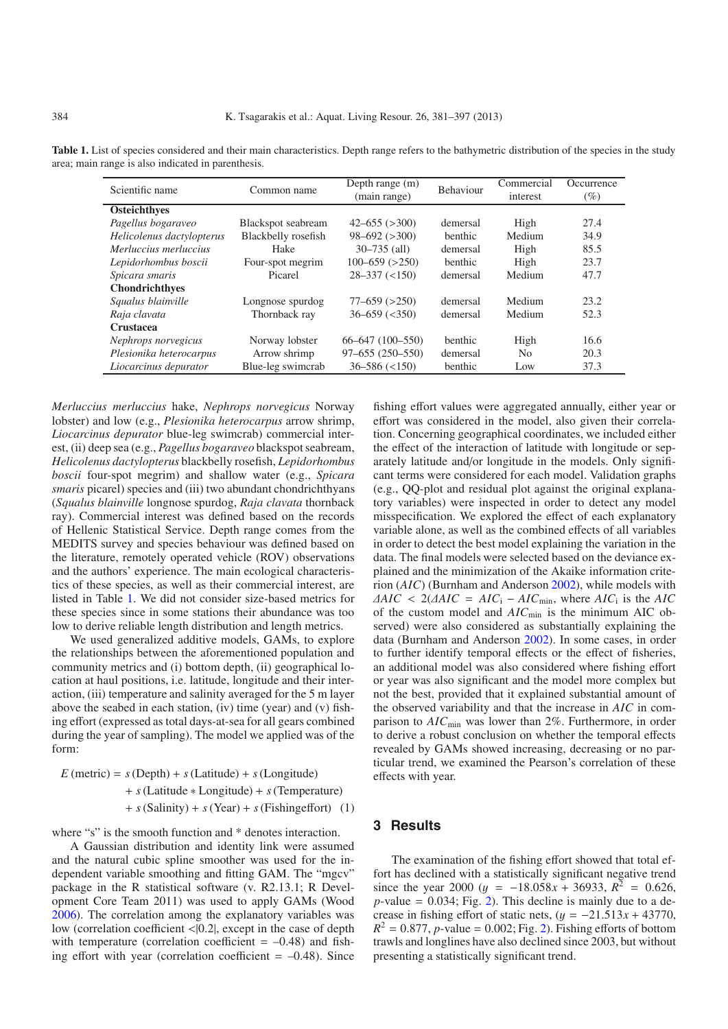**Table 1.** List of species considered and their main characteristics. Depth range refers to the bathymetric distribution of the species in the study area; main range is also indicated in parenthesis.

| Scientific name | Common name | Depth range (m) (main range) | Behaviour | Commercial interest | Occurrence (%) |
|---|---|---|---|---|---|
| **Osteichthyes** | | | | | |
| *Pagellus bogaraveo* | Blackspot seabream | 42–655 (>300) | demersal | High | 27.4 |
| *Helicolenus dactylopterus* | Blackbelly rosefish | 98–692 (>300) | benthic | Medium | 34.9 |
| *Merluccius merluccius* | Hake | 30–735 (all) | demersal | High | 85.5 |
| *Lepidorhombus boscii* | Four-spot megrim | 100–659 (>250) | benthic | High | 23.7 |
| *Spicara smaris* | Picarel | 28–337 (<150) | demersal | Medium | 47.7 |
| **Chondrichthyes** | | | | | |
| *Squalus blainville* | Longnose spurdog | 77–659 (>250) | demersal | Medium | 23.2 |
| *Raja clavata* | Thornback ray | 36–659 (<350) | demersal | Medium | 52.3 |
| **Crustacea** | | | | | |
| *Nephrops norvegicus* | Norway lobster | 66–647 (100–550) | benthic | High | 16.6 |
| *Plesionika heterocarpus* | Arrow shrimp | 97–655 (250–550) | demersal | No | 20.3 |
| *Liocarcinus depurator* | Blue-leg swimcrab | 36–586 (<150) | benthic | Low | 37.3 |

*Merluccius merluccius* hake, *Nephrops norvegicus* Norway lobster) and low (e.g., *Plesionika heterocarpus* arrow shrimp, *Liocarcinus depurator* blue-leg swimcrab) commercial interest, (ii) deep sea (e.g., *Pagellus bogaraveo* blackspot seabream, *Helicolenus dactylopterus* blackbelly rosefish, *Lepidorhombus boscii* four-spot megrim) and shallow water (e.g., *Spicara smaris* picarel) species and (iii) two abundant chondrichthyans (*Squalus blainville* longnose spurdog, *Raja clavata* thornback ray). Commercial interest was defined based on the records of Hellenic Statistical Service. Depth range comes from the MEDITS survey and species behaviour was defined based on the literature, remotely operated vehicle (ROV) observations and the authors' experience. The main ecological characteristics of these species, as well as their commercial interest, are listed in Table 1. We did not consider size-based metrics for these species since in some stations their abundance was too low to derive reliable length distribution and length metrics.

We used generalized additive models, GAMs, to explore the relationships between the aforementioned population and community metrics and (i) bottom depth, (ii) geographical location at haul positions, i.e. latitude, longitude and their interaction, (iii) temperature and salinity averaged for the 5 m layer above the seabed in each station, (iv) time (year) and (v) fishing effort (expressed as total days-at-sea for all gears combined during the year of sampling). The model we applied was of the form:

$$E\,(\text{metric}) = s\,(\text{Depth}) + s\,(\text{Latitude}) + s\,(\text{Longitude}) + s\,(\text{Latitude} * \text{Longitude}) + s\,(\text{Temperature}) + s\,(\text{Salinity}) + s\,(\text{Year}) + s\,(\text{Fishingeffort}) \quad (1)$$

where "s" is the smooth function and * denotes interaction.

A Gaussian distribution and identity link were assumed and the natural cubic spline smoother was used for the independent variable smoothing and fitting GAM. The "mgcv" package in the R statistical software (v. R2.13.1; R Development Core Team 2011) was used to apply GAMs (Wood 2006). The correlation among the explanatory variables was low (correlation coefficient <|0.2|, except in the case of depth with temperature (correlation coefficient = –0.48) and fishing effort with year (correlation coefficient = –0.48). Since fishing effort values were aggregated annually, either year or effort was considered in the model, also given their correlation. Concerning geographical coordinates, we included either the effect of the interaction of latitude with longitude or separately latitude and/or longitude in the models. Only significant terms were considered for each model. Validation graphs (e.g., QQ-plot and residual plot against the original explanatory variables) were inspected in order to detect any model misspecification. We explored the effect of each explanatory variable alone, as well as the combined effects of all variables in order to detect the best model explaining the variation in the data. The final models were selected based on the deviance explained and the minimization of the Akaike information criterion (*AIC*) (Burnham and Anderson 2002), while models with $\Delta AIC < 2(\Delta AIC = AIC_i - AIC_{min}$, where $AIC_i$ is the *AIC* of the custom model and $AIC_{min}$ is the minimum AIC observed) were also considered as substantially explaining the data (Burnham and Anderson 2002). In some cases, in order to further identify temporal effects or the effect of fisheries, an additional model was also considered where fishing effort or year was also significant and the model more complex but not the best, provided that it explained substantial amount of the observed variability and that the increase in *AIC* in comparison to $AIC_{min}$ was lower than 2%. Furthermore, in order to derive a robust conclusion on whether the temporal effects revealed by GAMs showed increasing, decreasing or no particular trend, we examined the Pearson's correlation of these effects with year.

## 3 Results

The examination of the fishing effort showed that total effort has declined with a statistically significant negative trend since the year 2000 ($y = -18.058x + 36933$, $R^2 = 0.626$, $p$-value $= 0.034$; Fig. 2). This decline is mainly due to a decrease in fishing effort of static nets, ($y = -21.513x + 43770$, $R^2 = 0.877$, $p$-value $= 0.002$; Fig. 2). Fishing efforts of bottom trawls and longlines have also declined since 2003, but without presenting a statistically significant trend.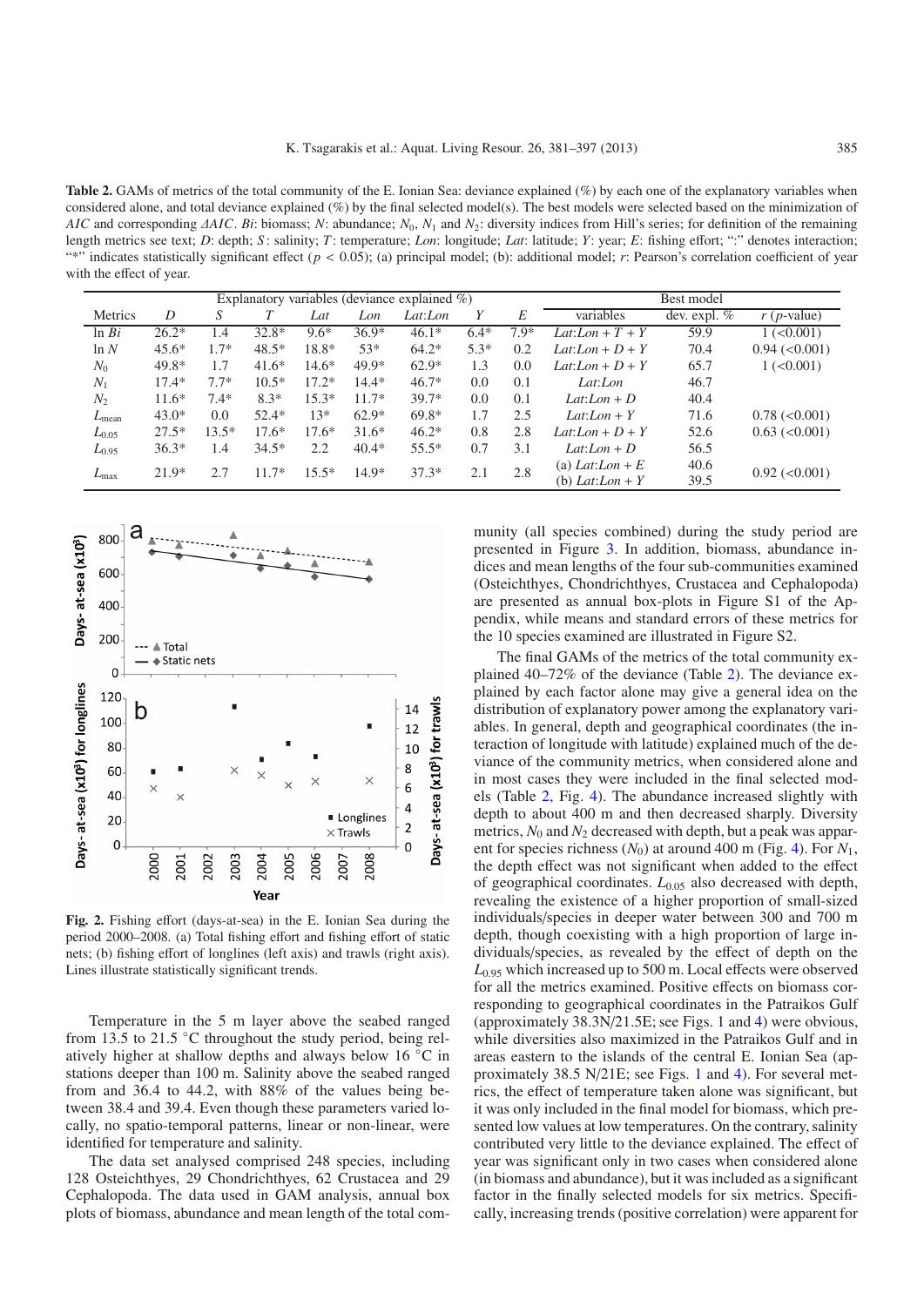**Table 2.** GAMs of metrics of the total community of the E. Ionian Sea: deviance explained (%) by each one of the explanatory variables when considered alone, and total deviance explained (%) by the final selected model(s). The best models were selected based on the minimization of *AIC* and corresponding *ΔAIC*. *Bi*: biomass; *N*: abundance; $N_0$, $N_1$ and $N_2$: diversity indices from Hill's series; for definition of the remaining length metrics see text; *D*: depth; *S*: salinity; *T*: temperature; *Lon*: longitude; *Lat*: latitude; *Y*: year; *E*: fishing effort; ":" denotes interaction; "*" indicates statistically significant effect ($p < 0.05$); (a) principal model; (b): additional model; *r*: Pearson's correlation coefficient of year with the effect of year.

| | Explanatory variables (deviance explained %) | | | | | | | | Best model | | |
|---|---|---|---|---|---|---|---|---|---|---|---|
| Metrics | *D* | *S* | *T* | *Lat* | *Lon* | *Lat*:*Lon* | *Y* | *E* | variables | dev. expl. % | *r* (*p*-value) |
| ln *Bi* | 26.2* | 1.4 | 32.8* | 9.6* | 36.9* | 46.1* | 6.4* | 7.9* | *Lat*:*Lon* + *T* + *Y* | 59.9 | 1 (<0.001) |
| ln *N* | 45.6* | 1.7* | 48.5* | 18.8* | 53* | 64.2* | 5.3* | 0.2 | *Lat*:*Lon* + *D* + *Y* | 70.4 | 0.94 (<0.001) |
| $N_0$ | 49.8* | 1.7 | 41.6* | 14.6* | 49.9* | 62.9* | 1.3 | 0.0 | *Lat*:*Lon* + *D* + *Y* | 65.7 | 1 (<0.001) |
| $N_1$ | 17.4* | 7.7* | 10.5* | 17.2* | 14.4* | 46.7* | 0.0 | 0.1 | *Lat*:*Lon* | 46.7 | |
| $N_2$ | 11.6* | 7.4* | 8.3* | 15.3* | 11.7* | 39.7* | 0.0 | 0.1 | *Lat*:*Lon* + *D* | 40.4 | |
| $L_{mean}$ | 43.0* | 0.0 | 52.4* | 13* | 62.9* | 69.8* | 1.7 | 2.5 | *Lat*:*Lon* + *Y* | 71.6 | 0.78 (<0.001) |
| $L_{0.05}$ | 27.5* | 13.5* | 17.6* | 17.6* | 31.6* | 46.2* | 0.8 | 2.8 | *Lat*:*Lon* + *D* + *Y* | 52.6 | 0.63 (<0.001) |
| $L_{0.95}$ | 36.3* | 1.4 | 34.5* | 2.2 | 40.4* | 55.5* | 0.7 | 3.1 | *Lat*:*Lon* + *D* | 56.5 | |
| $L_{max}$ | 21.9* | 2.7 | 11.7* | 15.5* | 14.9* | 37.3* | 2.1 | 2.8 | (a) *Lat*:*Lon* + *E*<br>(b) *Lat*:*Lon* + *Y* | 40.6<br>39.5 | 0.92 (<0.001) |

**Fig. 2.** Fishing effort (days-at-sea) in the E. Ionian Sea during the period 2000–2008. (a) Total fishing effort and fishing effort of static nets; (b) fishing effort of longlines (left axis) and trawls (right axis). Lines illustrate statistically significant trends.

Temperature in the 5 m layer above the seabed ranged from 13.5 to 21.5 °C throughout the study period, being relatively higher at shallow depths and always below 16 °C in stations deeper than 100 m. Salinity above the seabed ranged from and 36.4 to 44.2, with 88% of the values being between 38.4 and 39.4. Even though these parameters varied locally, no spatio-temporal patterns, linear or non-linear, were identified for temperature and salinity.

The data set analysed comprised 248 species, including 128 Osteichthyes, 29 Chondrichthyes, 62 Crustacea and 29 Cephalopoda. The data used in GAM analysis, annual box plots of biomass, abundance and mean length of the total community (all species combined) during the study period are presented in Figure 3. In addition, biomass, abundance indices and mean lengths of the four sub-communities examined (Osteichthyes, Chondrichthyes, Crustacea and Cephalopoda) are presented as annual box-plots in Figure S1 of the Appendix, while means and standard errors of these metrics for the 10 species examined are illustrated in Figure S2.

The final GAMs of the metrics of the total community explained 40–72% of the deviance (Table 2). The deviance explained by each factor alone may give a general idea on the distribution of explanatory power among the explanatory variables. In general, depth and geographical coordinates (the interaction of longitude with latitude) explained much of the deviance of the community metrics, when considered alone and in most cases they were included in the final selected models (Table 2, Fig. 4). The abundance increased slightly with depth to about 400 m and then decreased sharply. Diversity metrics, $N_0$ and $N_2$ decreased with depth, but a peak was apparent for species richness ($N_0$) at around 400 m (Fig. 4). For $N_1$, the depth effect was not significant when added to the effect of geographical coordinates. $L_{0.05}$ also decreased with depth, revealing the existence of a higher proportion of small-sized individuals/species in deeper water between 300 and 700 m depth, though coexisting with a high proportion of large individuals/species, as revealed by the effect of depth on the $L_{0.95}$ which increased up to 500 m. Local effects were observed for all the metrics examined. Positive effects on biomass corresponding to geographical coordinates in the Patraikos Gulf (approximately 38.3N/21.5E; see Figs. 1 and 4) were obvious, while diversities also maximized in the Patraikos Gulf and in areas eastern to the islands of the central E. Ionian Sea (approximately 38.5 N/21E; see Figs. 1 and 4). For several metrics, the effect of temperature taken alone was significant, but it was only included in the final model for biomass, which presented low values at low temperatures. On the contrary, salinity contributed very little to the deviance explained. The effect of year was significant only in two cases when considered alone (in biomass and abundance), but it was included as a significant factor in the finally selected models for six metrics. Specifically, increasing trends (positive correlation) were apparent for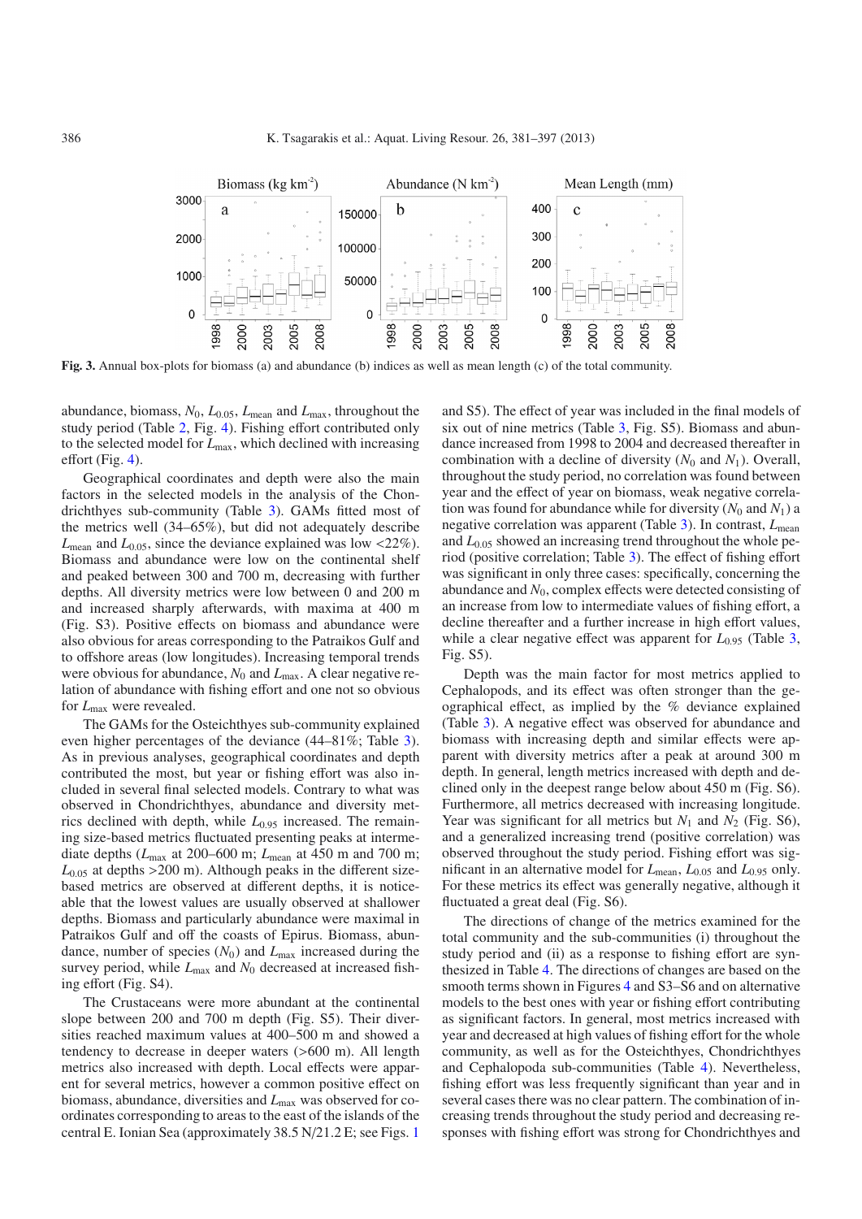**Fig. 3.** Annual box-plots for biomass (a) and abundance (b) indices as well as mean length (c) of the total community.

abundance, biomass, $N_0$, $L_{0.05}$, $L_{mean}$ and $L_{max}$, throughout the study period (Table 2, Fig. 4). Fishing effort contributed only to the selected model for $L_{max}$, which declined with increasing effort (Fig. 4).

Geographical coordinates and depth were also the main factors in the selected models in the analysis of the Chondrichthyes sub-community (Table 3). GAMs fitted most of the metrics well (34–65%), but did not adequately describe $L_{mean}$ and $L_{0.05}$, since the deviance explained was low <22%). Biomass and abundance were low on the continental shelf and peaked between 300 and 700 m, decreasing with further depths. All diversity metrics were low between 0 and 200 m and increased sharply afterwards, with maxima at 400 m (Fig. S3). Positive effects on biomass and abundance were also obvious for areas corresponding to the Patraikos Gulf and to offshore areas (low longitudes). Increasing temporal trends were obvious for abundance, $N_0$ and $L_{max}$. A clear negative relation of abundance with fishing effort and one not so obvious for $L_{max}$ were revealed.

The GAMs for the Osteichthyes sub-community explained even higher percentages of the deviance (44–81%; Table 3). As in previous analyses, geographical coordinates and depth contributed the most, but year or fishing effort was also included in several final selected models. Contrary to what was observed in Chondrichthyes, abundance and diversity metrics declined with depth, while $L_{0.95}$ increased. The remaining size-based metrics fluctuated presenting peaks at intermediate depths ($L_{max}$ at 200–600 m; $L_{mean}$ at 450 m and 700 m; $L_{0.05}$ at depths >200 m). Although peaks in the different size-based metrics are observed at different depths, it is noticeable that the lowest values are usually observed at shallower depths. Biomass and particularly abundance were maximal in Patraikos Gulf and off the coasts of Epirus. Biomass, abundance, number of species ($N_0$) and $L_{max}$ increased during the survey period, while $L_{max}$ and $N_0$ decreased at increased fishing effort (Fig. S4).

The Crustaceans were more abundant at the continental slope between 200 and 700 m depth (Fig. S5). Their diversities reached maximum values at 400–500 m and showed a tendency to decrease in deeper waters (>600 m). All length metrics also increased with depth. Local effects were apparent for several metrics, however a common positive effect on biomass, abundance, diversities and $L_{max}$ was observed for coordinates corresponding to areas to the east of the islands of the central E. Ionian Sea (approximately 38.5 N/21.2 E; see Figs. 1 and S5). The effect of year was included in the final models of six out of nine metrics (Table 3, Fig. S5). Biomass and abundance increased from 1998 to 2004 and decreased thereafter in combination with a decline of diversity ($N_0$ and $N_1$). Overall, throughout the study period, no correlation was found between year and the effect of year on biomass, weak negative correlation was found for abundance while for diversity ($N_0$ and $N_1$) a negative correlation was apparent (Table 3). In contrast, $L_{mean}$ and $L_{0.05}$ showed an increasing trend throughout the whole period (positive correlation; Table 3). The effect of fishing effort was significant in only three cases: specifically, concerning the abundance and $N_0$, complex effects were detected consisting of an increase from low to intermediate values of fishing effort, a decline thereafter and a further increase in high effort values, while a clear negative effect was apparent for $L_{0.95}$ (Table 3, Fig. S5).

Depth was the main factor for most metrics applied to Cephalopods, and its effect was often stronger than the geographical effect, as implied by the % deviance explained (Table 3). A negative effect was observed for abundance and biomass with increasing depth and similar effects were apparent with diversity metrics after a peak at around 300 m depth. In general, length metrics increased with depth and declined only in the deepest range below about 450 m (Fig. S6). Furthermore, all metrics decreased with increasing longitude. Year was significant for all metrics but $N_1$ and $N_2$ (Fig. S6), and a generalized increasing trend (positive correlation) was observed throughout the study period. Fishing effort was significant in an alternative model for $L_{mean}$, $L_{0.05}$ and $L_{0.95}$ only. For these metrics its effect was generally negative, although it fluctuated a great deal (Fig. S6).

The directions of change of the metrics examined for the total community and the sub-communities (i) throughout the study period and (ii) as a response to fishing effort are synthesized in Table 4. The directions of changes are based on the smooth terms shown in Figures 4 and S3–S6 and on alternative models to the best ones with year or fishing effort contributing as significant factors. In general, most metrics increased with year and decreased at high values of fishing effort for the whole community, as well as for the Osteichthyes, Chondrichthyes and Cephalopoda sub-communities (Table 4). Nevertheless, fishing effort was less frequently significant than year and in several cases there was no clear pattern. The combination of increasing trends throughout the study period and decreasing responses with fishing effort was strong for Chondrichthyes and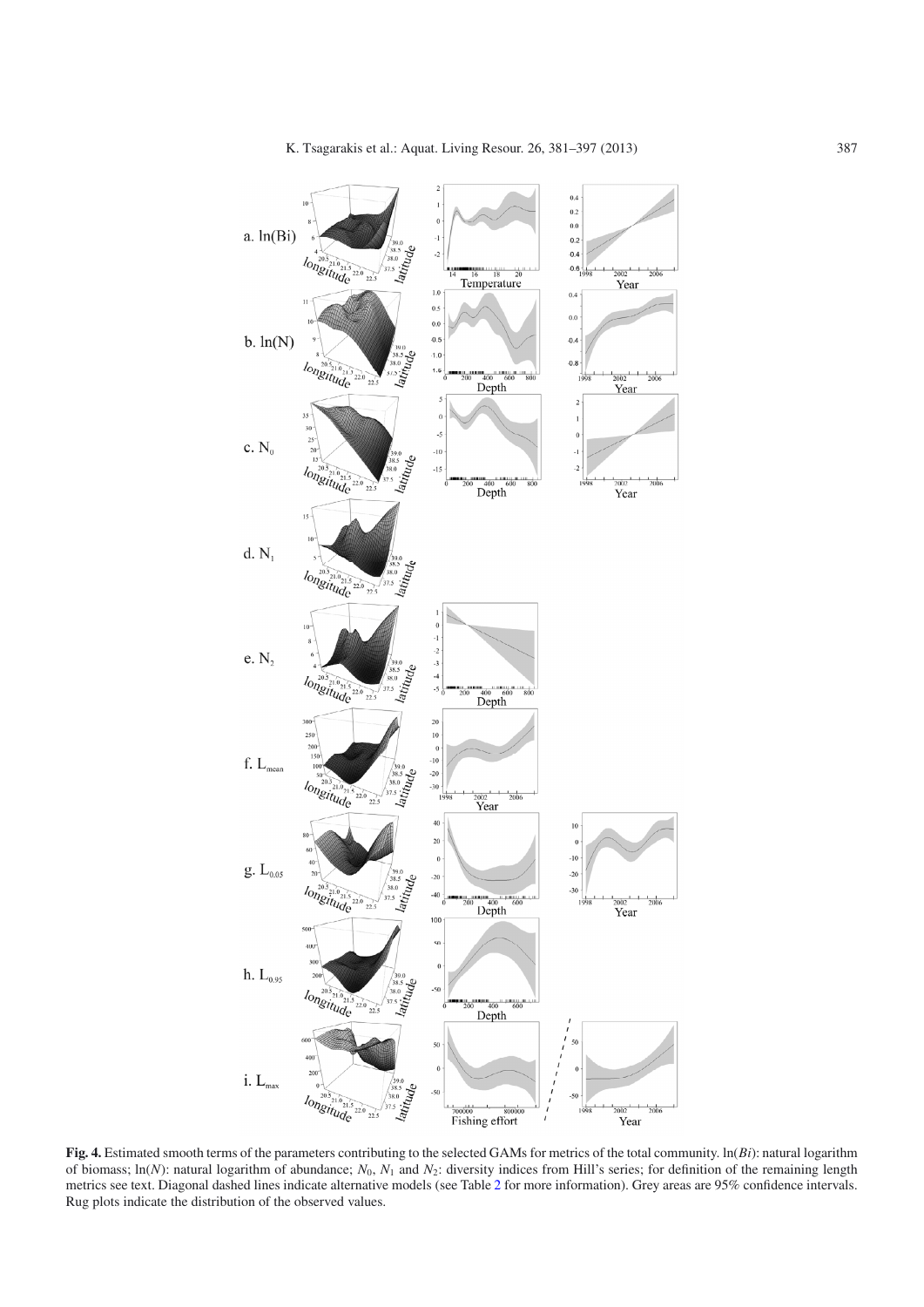**Fig. 4.** Estimated smooth terms of the parameters contributing to the selected GAMs for metrics of the total community. ln($Bi$): natural logarithm of biomass; ln($N$): natural logarithm of abundance; $N_0$, $N_1$ and $N_2$: diversity indices from Hill's series; for definition of the remaining length metrics see text. Diagonal dashed lines indicate alternative models (see Table 2 for more information). Grey areas are 95% confidence intervals. Rug plots indicate the distribution of the observed values.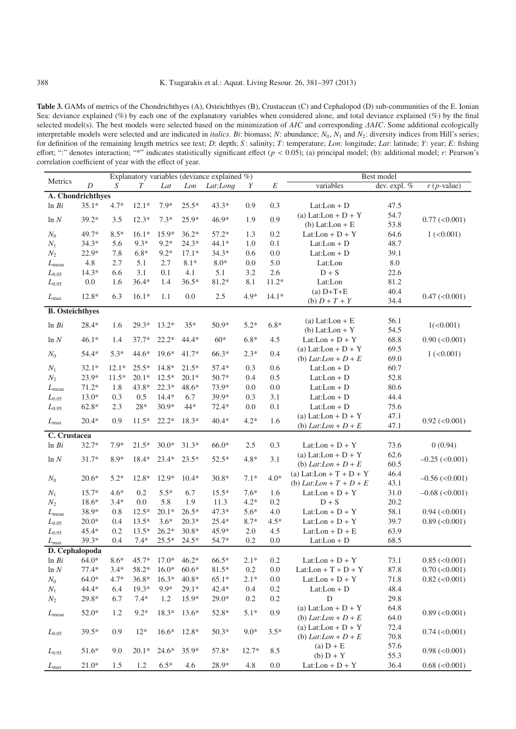**Table 3.** GAMs of metrics of the Chondrichthyes (A), Osteichthyes (B), Crustacean (C) and Cephalopod (D) sub-communities of the E. Ionian Sea: deviance explained (%) by each one of the explanatory variables when considered alone, and total deviance explained (%) by the final selected model(s). The best models were selected based on the minimization of *AIC* and corresponding *ΔAIC*. Some additional ecologically interpretable models were selected and are indicated in *italics*. *Bi*: biomass; *N*: abundance; $N_0$, $N_1$ and $N_2$: diversity indices from Hill's series; for definition of the remaining length metrics see text; *D*: depth; *S*: salinity; *T*: temperature; *Lon*: longitude; *Lat*: latitude; *Y*: year; *E*: fishing effort; ":" denotes interaction; "*" indicates statistically significant effect ($p < 0.05$); (a) principal model; (b): additional model; *r*: Pearson's correlation coefficient of year with the effect of year.

| Metrics | Explanatory variables (deviance explained %) | | | | | | | | Best model | | |
|---|---|---|---|---|---|---|---|---|---|---|---|
| | *D* | *S* | *T* | *Lat* | *Lon* | *Lat:Long* | *Y* | *E* | variables | dev. expl. % | *r* (*p*-value) |
| **A. Chondrichthyes** | | | | | | | | | | | |
| ln *Bi* | 35.1* | 4.7* | 12.1* | 7.9* | 25.5* | 43.3* | 0.9 | 0.3 | Lat:Lon + D | 47.5 | |
| ln *N* | 39.2* | 3.5 | 12.3* | 7.3* | 25.9* | 46.9* | 1.9 | 0.9 | (a) Lat:Lon + D + Y | 54.7 | 0.77 (<0.001) |
| | | | | | | | | | (b) Lat:Lon + E | 53.8 | |
| $N_0$ | 49.7* | 8.5* | 16.1* | 15.9* | 36.2* | 57.2* | 1.3 | 0.2 | Lat:Lon + D + Y | 64.6 | 1 (<0.001) |
| $N_1$ | 34.3* | 5.6 | 9.3* | 9.2* | 24.3* | 44.1* | 1.0 | 0.1 | Lat:Lon + D | 48.7 | |
| $N_2$ | 22.9* | 7.8 | 6.8* | 9.2* | 17.1* | 34.3* | 0.6 | 0.0 | Lat:Lon + D | 39.1 | |
| $L_{mean}$ | 4.8 | 2.7 | 5.1 | 2.7 | 8.1* | 8.0* | 0.0 | 5.0 | Lat:Lon | 8.0 | |
| $L_{0.05}$ | 14.3* | 6.6 | 3.1 | 0.1 | 4.1 | 5.1 | 3.2 | 2.6 | D + S | 22.6 | |
| $L_{0.95}$ | 0.0 | 1.6 | 36.4* | 1.4 | 36.5* | 81.2* | 8.1 | 11.2* | Lat:Lon | 81.2 | |
| $L_{max}$ | 12.8* | 6.3 | 16.1* | 1.1 | 0.0 | 2.5 | 4.9* | 14.1* | (a) D+T+E | 40.4 | 0.47 (<0.001) |
| | | | | | | | | | (b) *D + T + Y* | 34.4 | |
| **B. Osteichthyes** | | | | | | | | | | | |
| ln *Bi* | 28.4* | 1.6 | 29.3* | 13.2* | 35* | 50.9* | 5.2* | 6.8* | (a) Lat:Lon + E | 56.1 | 1(<0.001) |
| | | | | | | | | | (b) Lat:Lon + Y | 54.5 | |
| ln *N* | 46.1* | 1.4 | 37.7* | 22.2* | 44.4* | 60* | 6.8* | 4.5 | Lat:Lon + D + Y | 68.8 | 0.90 (<0.001) |
| $N_0$ | 54.4* | 5.3* | 44.6* | 19.6* | 41.7* | 66.3* | 2.3* | 0.4 | (a) Lat:Lon + D + Y | 69.5 | 1 (<0.001) |
| | | | | | | | | | (b) *Lat:Lon + D + E* | 69.0 | |
| $N_1$ | 32.1* | 12.1* | 25.5* | 14.8* | 21.5* | 57.4* | 0.3 | 0.6 | Lat:Lon + D | 60.7 | |
| $N_2$ | 23.9* | 11.5* | 20.1* | 12.5* | 20.1* | 50.7* | 0.4 | 0.5 | Lat:Lon + D | 52.8 | |
| $L_{mean}$ | 71.2* | 1.8 | 43.8* | 22.3* | 48.6* | 73.9* | 0.0 | 0.0 | Lat:Lon + D | 80.6 | |
| $L_{0.05}$ | 13.0* | 0.3 | 0.5 | 14.4* | 6.7 | 39.9* | 0.3 | 3.1 | Lat:Lon + D | 44.4 | |
| $L_{0.95}$ | 62.8* | 2.3 | 28* | 30.9* | 44* | 72.4* | 0.0 | 0.1 | Lat:Lon + D | 75.6 | |
| $L_{max}$ | 20.4* | 0.9 | 11.5* | 22.2* | 18.3* | 40.4* | 4.2* | 1.6 | (a) Lat:Lon + D + Y | 47.1 | 0.92 (<0.001) |
| | | | | | | | | | (b) *Lat:Lon + D + E* | 47.1 | |
| **C. Crustacea** | | | | | | | | | | | |
| ln *Bi* | 32.7* | 7.9* | 21.5* | 30.0* | 31.3* | 66.0* | 2.5 | 0.3 | Lat:Lon + D + Y | 73.6 | 0 (0.94) |
| ln *N* | 31.7* | 8.9* | 18.4* | 23.4* | 23.5* | 52.5* | 4.8* | 3.1 | (a) Lat:Lon + D + Y | 62.6 | –0.25 (<0.001) |
| | | | | | | | | | (b) *Lat:Lon + D + E* | 60.5 | |
| $N_0$ | 20.6* | 5.2* | 12.8* | 12.9* | 10.4* | 30.8* | 7.1* | 4.0* | (a) Lat:Lon + T + D + Y | 46.4 | –0.56 (<0.001) |
| | | | | | | | | | (b) *Lat:Lon + T + D + E* | 43.1 | |
| $N_1$ | 15.7* | 4.6* | 0.2 | 5.5* | 6.7 | 15.5* | 7.6* | 1.6 | Lat:Lon + D + Y | 31.0 | –0.68 (<0.001) |
| $N_2$ | 18.6* | 3.4* | 0.0 | 5.8 | 1.9 | 11.3 | 4.2* | 0.2 | D + S | 20.2 | |
| $L_{mean}$ | 38.9* | 0.8 | 12.5* | 20.1* | 26.5* | 47.3* | 5.6* | 4.0 | Lat:Lon + D + Y | 58.1 | 0.94 (<0.001) |
| $L_{0.05}$ | 20.0* | 0.4 | 13.5* | 3.6* | 20.3* | 25.4* | 8.7* | 4.5* | Lat:Lon + D + Y | 39.7 | 0.89 (<0.001) |
| $L_{0.95}$ | 45.4* | 0.2 | 13.5* | 26.2* | 30.8* | 45.9* | 2.0 | 4.5 | Lat:Lon + D + E | 63.9 | |
| $L_{max}$ | 39.3* | 0.4 | 7.4* | 25.5* | 24.5* | 54.7* | 0.2 | 0.0 | Lat:Lon + D | 68.5 | |
| **D. Cephalopoda** | | | | | | | | | | | |
| ln *Bi* | 64.0* | 8.6* | 45.7* | 17.0* | 46.2* | 66.5* | 2.1* | 0.2 | Lat:Lon + D + Y | 73.1 | 0.85 (<0.001) |
| ln *N* | 77.4* | 3.4* | 58.2* | 16.0* | 60.6* | 81.5* | 0.2 | 0.0 | Lat:Lon + T + D + Y | 87.8 | 0.70 (<0.001) |
| $N_0$ | 64.0* | 4.7* | 36.8* | 16.3* | 40.8* | 65.1* | 2.1* | 0.0 | Lat:Lon + D + Y | 71.8 | 0.82 (<0.001) |
| $N_1$ | 44.4* | 6.4 | 19.3* | 9.9* | 29.1* | 42.4* | 0.4 | 0.2 | Lat:Lon + D | 48.4 | |
| $N_2$ | 29.8* | 6.7 | 7.4* | 1.2 | 15.9* | 29.0* | 0.2 | 0.2 | D | 29.8 | |
| $L_{mean}$ | 52.0* | 1.2 | 9.2* | 18.3* | 13.6* | 52.8* | 5.1* | 0.9 | (a) Lat:Lon + D + Y | 64.8 | 0.89 (<0.001) |
| | | | | | | | | | (b) *Lat:Lon + D + E* | 64.0 | |
| $L_{0.05}$ | 39.5* | 0.9 | 12* | 16.6* | 12.8* | 50.3* | 9.0* | 3.5* | (a) Lat:Lon + D + Y | 72.4 | 0.74 (<0.001) |
| | | | | | | | | | (b) *Lat:Lon + D + E* | 70.8 | |
| $L_{0.95}$ | 51.6* | 9.0 | 20.1* | 24.6* | 35.9* | 57.8* | 12.7* | 8.5 | (a) D + E | 57.6 | 0.98 (<0.001) |
| | | | | | | | | | (b) D + Y | 55.3 | |
| $L_{max}$ | 21.0* | 1.5 | 1.2 | 6.5* | 4.6 | 28.9* | 4.8 | 0.0 | Lat:Lon + D + Y | 36.4 | 0.68 (<0.001) |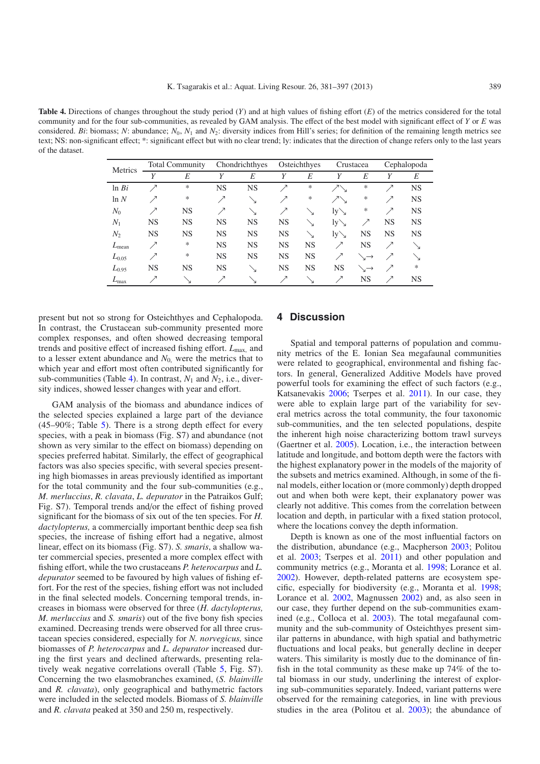**Table 4.** Directions of changes throughout the study period (*Y*) and at high values of fishing effort (*E*) of the metrics considered for the total community and for the four sub-communities, as revealed by GAM analysis. The effect of the best model with significant effect of *Y* or *E* was considered. *Bi*: biomass; *N*: abundance; $N_0$, $N_1$ and $N_2$: diversity indices from Hill's series; for definition of the remaining length metrics see text; NS: non-significant effect; *: significant effect but with no clear trend; ly: indicates that the direction of change refers only to the last years of the dataset.

| Metrics | Total Community | | Chondrichthyes | | Osteichthyes | | Crustacea | | Cephalopoda | |
|---|---|---|---|---|---|---|---|---|---|---|
| | *Y* | *E* | *Y* | *E* | *Y* | *E* | *Y* | *E* | *Y* | *E* |
| ln *Bi* | ↗ | * | NS | NS | ↗ | * | ↗↘ | * | ↗ | NS |
| ln *N* | ↗ | * | ↗ | ↘ | ↗ | * | ↗↘ | * | ↗ | NS |
| $N_0$ | ↗ | NS | ↗ | ↘ | ↗ | ↘ | ly↘ | * | ↗ | NS |
| $N_1$ | NS | NS | NS | NS | NS | ↘ | ly↘ | ↗ | NS | NS |
| $N_2$ | NS | NS | NS | NS | NS | ↘ | ly↘ | NS | NS | NS |
| $L_{\mathrm{mean}}$ | ↗ | * | NS | NS | NS | NS | ↗ | NS | ↗ | ↘ |
| $L_{0.05}$ | ↗ | * | NS | NS | NS | NS | ↗ | ↘→ | ↗ | ↘ |
| $L_{0.95}$ | NS | NS | NS | ↘ | NS | NS | NS | ↘→ | ↗ | * |
| $L_{\max}$ | ↗ | ↘ | ↗ | ↘ | ↗ | ↘ | ↗ | NS | ↗ | NS |

present but not so strong for Osteichthyes and Cephalopoda. In contrast, the Crustacean sub-community presented more complex responses, and often showed decreasing temporal trends and positive effect of increased fishing effort. $L_{\max}$, and to a lesser extent abundance and $N_0$, were the metrics that to which year and effort most often contributed significantly for sub-communities (Table 4). In contrast, $N_1$ and $N_2$, i.e., diversity indices, showed lesser changes with year and effort.

GAM analysis of the biomass and abundance indices of the selected species explained a large part of the deviance (45–90%; Table 5). There is a strong depth effect for every species, with a peak in biomass (Fig. S7) and abundance (not shown as very similar to the effect on biomass) depending on species preferred habitat. Similarly, the effect of geographical factors was also species specific, with several species presenting high biomasses in areas previously identified as important for the total community and the four sub-communities (e.g., *M. merluccius*, *R. clavata*, *L. depurator* in the Patraikos Gulf; Fig. S7). Temporal trends and/or the effect of fishing proved significant for the biomass of six out of the ten species. For *H. dactylopterus,* a commercially important benthic deep sea fish species, the increase of fishing effort had a negative, almost linear, effect on its biomass (Fig. S7). *S. smaris*, a shallow water commercial species, presented a more complex effect with fishing effort, while the two crustaceans *P. heterocarpus* and *L. depurator* seemed to be favoured by high values of fishing effort. For the rest of the species, fishing effort was not included in the final selected models. Concerning temporal trends, increases in biomass were observed for three (*H. dactylopterus, M. merluccius* and *S. smaris*) out of the five bony fish species examined. Decreasing trends were observed for all three crustacean species considered, especially for *N. norvegicus,* since biomasses of *P. heterocarpus* and *L. depurator* increased during the first years and declined afterwards, presenting relatively weak negative correlations overall (Table 5, Fig. S7). Concerning the two elasmobranches examined, (*S. blainville* and *R. clavata*), only geographical and bathymetric factors were included in the selected models. Biomass of *S. blainville* and *R. clavata* peaked at 350 and 250 m, respectively.

## 4 Discussion

Spatial and temporal patterns of population and community metrics of the E. Ionian Sea megafaunal communities were related to geographical, environmental and fishing factors. In general, Generalized Additive Models have proved powerful tools for examining the effect of such factors (e.g., Katsanevakis 2006; Tserpes et al. 2011). In our case, they were able to explain large part of the variability for several metrics across the total community, the four taxonomic sub-communities, and the ten selected populations, despite the inherent high noise characterizing bottom trawl surveys (Gaertner et al. 2005). Location, i.e., the interaction between latitude and longitude, and bottom depth were the factors with the highest explanatory power in the models of the majority of the subsets and metrics examined. Although, in some of the final models, either location or (more commonly) depth dropped out and when both were kept, their explanatory power was clearly not additive. This comes from the correlation between location and depth, in particular with a fixed station protocol, where the locations convey the depth information.

Depth is known as one of the most influential factors on the distribution, abundance (e.g., Macpherson 2003; Politou et al. 2003; Tserpes et al. 2011) and other population and community metrics (e.g., Moranta et al. 1998; Lorance et al. 2002). However, depth-related patterns are ecosystem specific, especially for biodiversity (e.g., Moranta et al. 1998; Lorance et al. 2002, Magnussen 2002) and, as also seen in our case, they further depend on the sub-communities examined (e.g., Colloca et al. 2003). The total megafaunal community and the sub-community of Osteichthyes present similar patterns in abundance, with high spatial and bathymetric fluctuations and local peaks, but generally decline in deeper waters. This similarity is mostly due to the dominance of finfish in the total community as these make up 74% of the total biomass in our study, underlining the interest of exploring sub-communities separately. Indeed, variant patterns were observed for the remaining categories, in line with previous studies in the area (Politou et al. 2003); the abundance of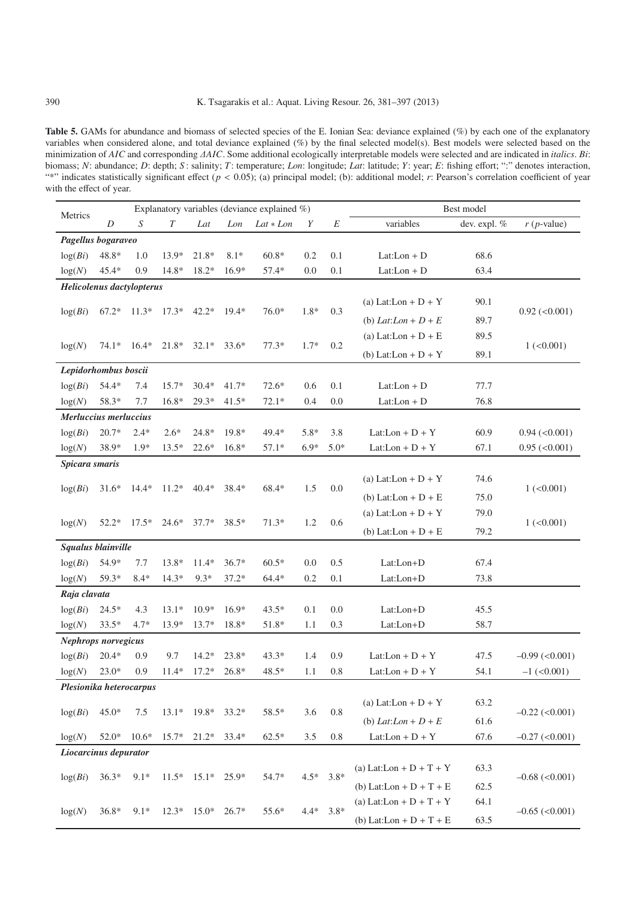**Table 5.** GAMs for abundance and biomass of selected species of the E. Ionian Sea: deviance explained (%) by each one of the explanatory variables when considered alone, and total deviance explained (%) by the final selected model(s). Best models were selected based on the minimization of *AIC* and corresponding *ΔAIC*. Some additional ecologically interpretable models were selected and are indicated in *italics*. *Bi*: biomass; *N*: abundance; *D*: depth; *S*: salinity; *T*: temperature; *Lon*: longitude; *Lat*: latitude; *Y*: year; *E*: fishing effort; ":" denotes interaction, "*" indicates statistically significant effect ($p < 0.05$); (a) principal model; (b): additional model; *r*: Pearson's correlation coefficient of year with the effect of year.

| Metrics | Explanatory variables (deviance explained %) | | | | | | | | Best model | | |
|---|---|---|---|---|---|---|---|---|---|---|---|
| | *D* | *S* | *T* | *Lat* | *Lon* | *Lat * Lon* | *Y* | *E* | variables | dev. expl. % | *r* (*p*-value) |
| ***Pagellus bogaraveo*** | | | | | | | | | | | |
| log(*Bi*) | 48.8* | 1.0 | 13.9* | 21.8* | 8.1* | 60.8* | 0.2 | 0.1 | Lat:Lon + D | 68.6 | |
| log(*N*) | 45.4* | 0.9 | 14.8* | 18.2* | 16.9* | 57.4* | 0.0 | 0.1 | Lat:Lon + D | 63.4 | |
| ***Helicolenus dactylopterus*** | | | | | | | | | | | |
| log(*Bi*) | 67.2* | 11.3* | 17.3* | 42.2* | 19.4* | 76.0* | 1.8* | 0.3 | (a) Lat:Lon + D + Y | 90.1 | 0.92 (<0.001) |
| | | | | | | | | | (b) *Lat:Lon + D + E* | 89.7 | |
| log(*N*) | 74.1* | 16.4* | 21.8* | 32.1* | 33.6* | 77.3* | 1.7* | 0.2 | (a) Lat:Lon + D + E | 89.5 | 1 (<0.001) |
| | | | | | | | | | (b) Lat:Lon + D + Y | 89.1 | |
| ***Lepidorhombus boscii*** | | | | | | | | | | | |
| log(*Bi*) | 54.4* | 7.4 | 15.7* | 30.4* | 41.7* | 72.6* | 0.6 | 0.1 | Lat:Lon + D | 77.7 | |
| log(*N*) | 58.3* | 7.7 | 16.8* | 29.3* | 41.5* | 72.1* | 0.4 | 0.0 | Lat:Lon + D | 76.8 | |
| ***Merluccius merluccius*** | | | | | | | | | | | |
| log(*Bi*) | 20.7* | 2.4* | 2.6* | 24.8* | 19.8* | 49.4* | 5.8* | 3.8 | Lat:Lon + D + Y | 60.9 | 0.94 (<0.001) |
| log(*N*) | 38.9* | 1.9* | 13.5* | 22.6* | 16.8* | 57.1* | 6.9* | 5.0* | Lat:Lon + D + Y | 67.1 | 0.95 (<0.001) |
| ***Spicara smaris*** | | | | | | | | | | | |
| log(*Bi*) | 31.6* | 14.4* | 11.2* | 40.4* | 38.4* | 68.4* | 1.5 | 0.0 | (a) Lat:Lon + D + Y | 74.6 | 1 (<0.001) |
| | | | | | | | | | (b) Lat:Lon + D + E | 75.0 | |
| log(*N*) | 52.2* | 17.5* | 24.6* | 37.7* | 38.5* | 71.3* | 1.2 | 0.6 | (a) Lat:Lon + D + Y | 79.0 | 1 (<0.001) |
| | | | | | | | | | (b) Lat:Lon + D + E | 79.2 | |
| ***Squalus blainville*** | | | | | | | | | | | |
| log(*Bi*) | 54.9* | 7.7 | 13.8* | 11.4* | 36.7* | 60.5* | 0.0 | 0.5 | Lat:Lon+D | 67.4 | |
| log(*N*) | 59.3* | 8.4* | 14.3* | 9.3* | 37.2* | 64.4* | 0.2 | 0.1 | Lat:Lon+D | 73.8 | |
| ***Raja clavata*** | | | | | | | | | | | |
| log(*Bi*) | 24.5* | 4.3 | 13.1* | 10.9* | 16.9* | 43.5* | 0.1 | 0.0 | Lat:Lon+D | 45.5 | |
| log(*N*) | 33.5* | 4.7* | 13.9* | 13.7* | 18.8* | 51.8* | 1.1 | 0.3 | Lat:Lon+D | 58.7 | |
| ***Nephrops norvegicus*** | | | | | | | | | | | |
| log(*Bi*) | 20.4* | 0.9 | 9.7 | 14.2* | 23.8* | 43.3* | 1.4 | 0.9 | Lat:Lon + D + Y | 47.5 | –0.99 (<0.001) |
| log(*N*) | 23.0* | 0.9 | 11.4* | 17.2* | 26.8* | 48.5* | 1.1 | 0.8 | Lat:Lon + D + Y | 54.1 | –1 (<0.001) |
| ***Plesionika heterocarpus*** | | | | | | | | | | | |
| log(*Bi*) | 45.0* | 7.5 | 13.1* | 19.8* | 33.2* | 58.5* | 3.6 | 0.8 | (a) Lat:Lon + D + Y | 63.2 | –0.22 (<0.001) |
| | | | | | | | | | (b) *Lat:Lon + D + E* | 61.6 | |
| log(*N*) | 52.0* | 10.6* | 15.7* | 21.2* | 33.4* | 62.5* | 3.5 | 0.8 | Lat:Lon + D + Y | 67.6 | –0.27 (<0.001) |
| ***Liocarcinus depurator*** | | | | | | | | | | | |
| log(*Bi*) | 36.3* | 9.1* | 11.5* | 15.1* | 25.9* | 54.7* | 4.5* | 3.8* | (a) Lat:Lon + D + T + Y | 63.3 | –0.68 (<0.001) |
| | | | | | | | | | (b) Lat:Lon + D + T + E | 62.5 | |
| log(*N*) | 36.8* | 9.1* | 12.3* | 15.0* | 26.7* | 55.6* | 4.4* | 3.8* | (a) Lat:Lon + D + T + Y | 64.1 | –0.65 (<0.001) |
| | | | | | | | | | (b) Lat:Lon + D + T + E | 63.5 | |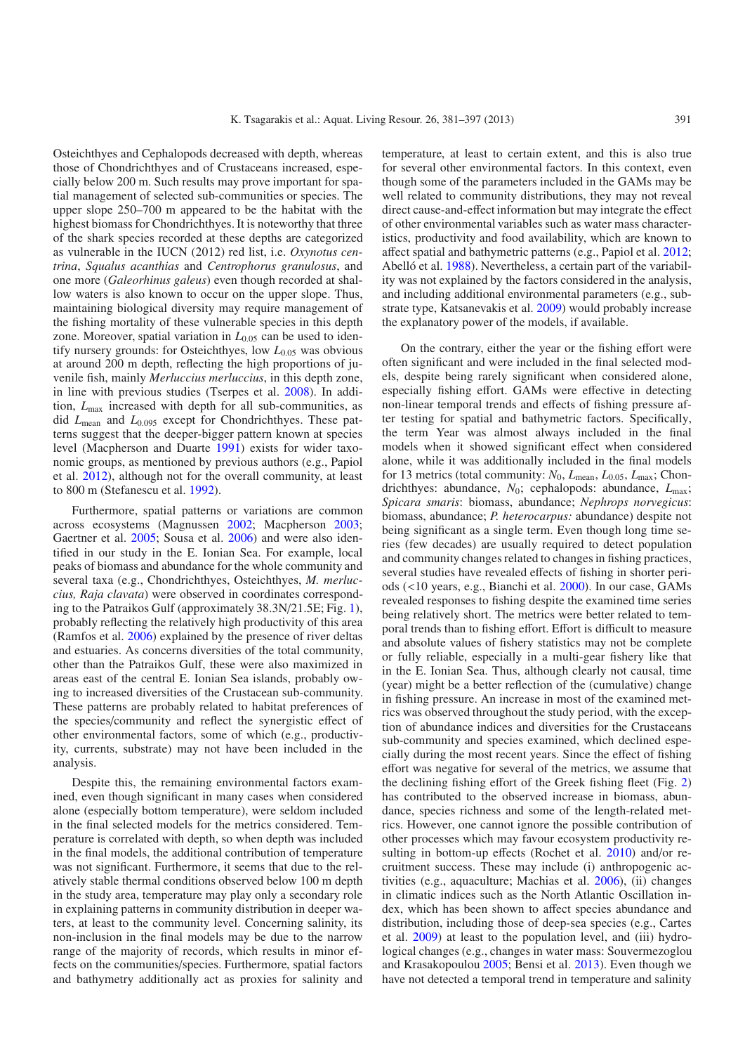Osteichthyes and Cephalopods decreased with depth, whereas those of Chondrichthyes and of Crustaceans increased, especially below 200 m. Such results may prove important for spatial management of selected sub-communities or species. The upper slope 250–700 m appeared to be the habitat with the highest biomass for Chondrichthyes. It is noteworthy that three of the shark species recorded at these depths are categorized as vulnerable in the IUCN (2012) red list, i.e. *Oxynotus centrina*, *Squalus acanthias* and *Centrophorus granulosus*, and one more (*Galeorhinus galeus*) even though recorded at shallow waters is also known to occur on the upper slope. Thus, maintaining biological diversity may require management of the fishing mortality of these vulnerable species in this depth zone. Moreover, spatial variation in $L_{0.05}$ can be used to identify nursery grounds: for Osteichthyes, low $L_{0.05}$ was obvious at around 200 m depth, reflecting the high proportions of juvenile fish, mainly *Merluccius merluccius*, in this depth zone, in line with previous studies (Tserpes et al. 2008). In addition, $L_{\max}$ increased with depth for all sub-communities, as did $L_{\text{mean}}$ and $L_{0.095}$ except for Chondrichthyes. These patterns suggest that the deeper-bigger pattern known at species level (Macpherson and Duarte 1991) exists for wider taxonomic groups, as mentioned by previous authors (e.g., Papiol et al. 2012), although not for the overall community, at least to 800 m (Stefanescu et al. 1992).

Furthermore, spatial patterns or variations are common across ecosystems (Magnussen 2002; Macpherson 2003; Gaertner et al. 2005; Sousa et al. 2006) and were also identified in our study in the E. Ionian Sea. For example, local peaks of biomass and abundance for the whole community and several taxa (e.g., Chondrichthyes, Osteichthyes, *M. merluccius, Raja clavata*) were observed in coordinates corresponding to the Patraikos Gulf (approximately 38.3N/21.5E; Fig. 1), probably reflecting the relatively high productivity of this area (Ramfos et al. 2006) explained by the presence of river deltas and estuaries. As concerns diversities of the total community, other than the Patraikos Gulf, these were also maximized in areas east of the central E. Ionian Sea islands, probably owing to increased diversities of the Crustacean sub-community. These patterns are probably related to habitat preferences of the species/community and reflect the synergistic effect of other environmental factors, some of which (e.g., productivity, currents, substrate) may not have been included in the analysis.

Despite this, the remaining environmental factors examined, even though significant in many cases when considered alone (especially bottom temperature), were seldom included in the final selected models for the metrics considered. Temperature is correlated with depth, so when depth was included in the final models, the additional contribution of temperature was not significant. Furthermore, it seems that due to the relatively stable thermal conditions observed below 100 m depth in the study area, temperature may play only a secondary role in explaining patterns in community distribution in deeper waters, at least to the community level. Concerning salinity, its non-inclusion in the final models may be due to the narrow range of the majority of records, which results in minor effects on the communities/species. Furthermore, spatial factors and bathymetry additionally act as proxies for salinity and temperature, at least to certain extent, and this is also true for several other environmental factors. In this context, even though some of the parameters included in the GAMs may be well related to community distributions, they may not reveal direct cause-and-effect information but may integrate the effect of other environmental variables such as water mass characteristics, productivity and food availability, which are known to affect spatial and bathymetric patterns (e.g., Papiol et al. 2012; Abelló et al. 1988). Nevertheless, a certain part of the variability was not explained by the factors considered in the analysis, and including additional environmental parameters (e.g., substrate type, Katsanevakis et al. 2009) would probably increase the explanatory power of the models, if available.

On the contrary, either the year or the fishing effort were often significant and were included in the final selected models, despite being rarely significant when considered alone, especially fishing effort. GAMs were effective in detecting non-linear temporal trends and effects of fishing pressure after testing for spatial and bathymetric factors. Specifically, the term Year was almost always included in the final models when it showed significant effect when considered alone, while it was additionally included in the final models for 13 metrics (total community: $N_0$, $L_{\text{mean}}$, $L_{0.05}$, $L_{\max}$; Chondrichthyes: abundance, $N_0$; cephalopods: abundance, $L_{\max}$; *Spicara smaris*: biomass, abundance; *Nephrops norvegicus*: biomass, abundance; *P. heterocarpus:* abundance) despite not being significant as a single term. Even though long time series (few decades) are usually required to detect population and community changes related to changes in fishing practices, several studies have revealed effects of fishing in shorter periods (<10 years, e.g., Bianchi et al. 2000). In our case, GAMs revealed responses to fishing despite the examined time series being relatively short. The metrics were better related to temporal trends than to fishing effort. Effort is difficult to measure and absolute values of fishery statistics may not be complete or fully reliable, especially in a multi-gear fishery like that in the E. Ionian Sea. Thus, although clearly not causal, time (year) might be a better reflection of the (cumulative) change in fishing pressure. An increase in most of the examined metrics was observed throughout the study period, with the exception of abundance indices and diversities for the Crustaceans sub-community and species examined, which declined especially during the most recent years. Since the effect of fishing effort was negative for several of the metrics, we assume that the declining fishing effort of the Greek fishing fleet (Fig. 2) has contributed to the observed increase in biomass, abundance, species richness and some of the length-related metrics. However, one cannot ignore the possible contribution of other processes which may favour ecosystem productivity resulting in bottom-up effects (Rochet et al. 2010) and/or recruitment success. These may include (i) anthropogenic activities (e.g., aquaculture; Machias et al. 2006), (ii) changes in climatic indices such as the North Atlantic Oscillation index, which has been shown to affect species abundance and distribution, including those of deep-sea species (e.g., Cartes et al. 2009) at least to the population level, and (iii) hydrological changes (e.g., changes in water mass: Souvermezoglou and Krasakopoulou 2005; Bensi et al. 2013). Even though we have not detected a temporal trend in temperature and salinity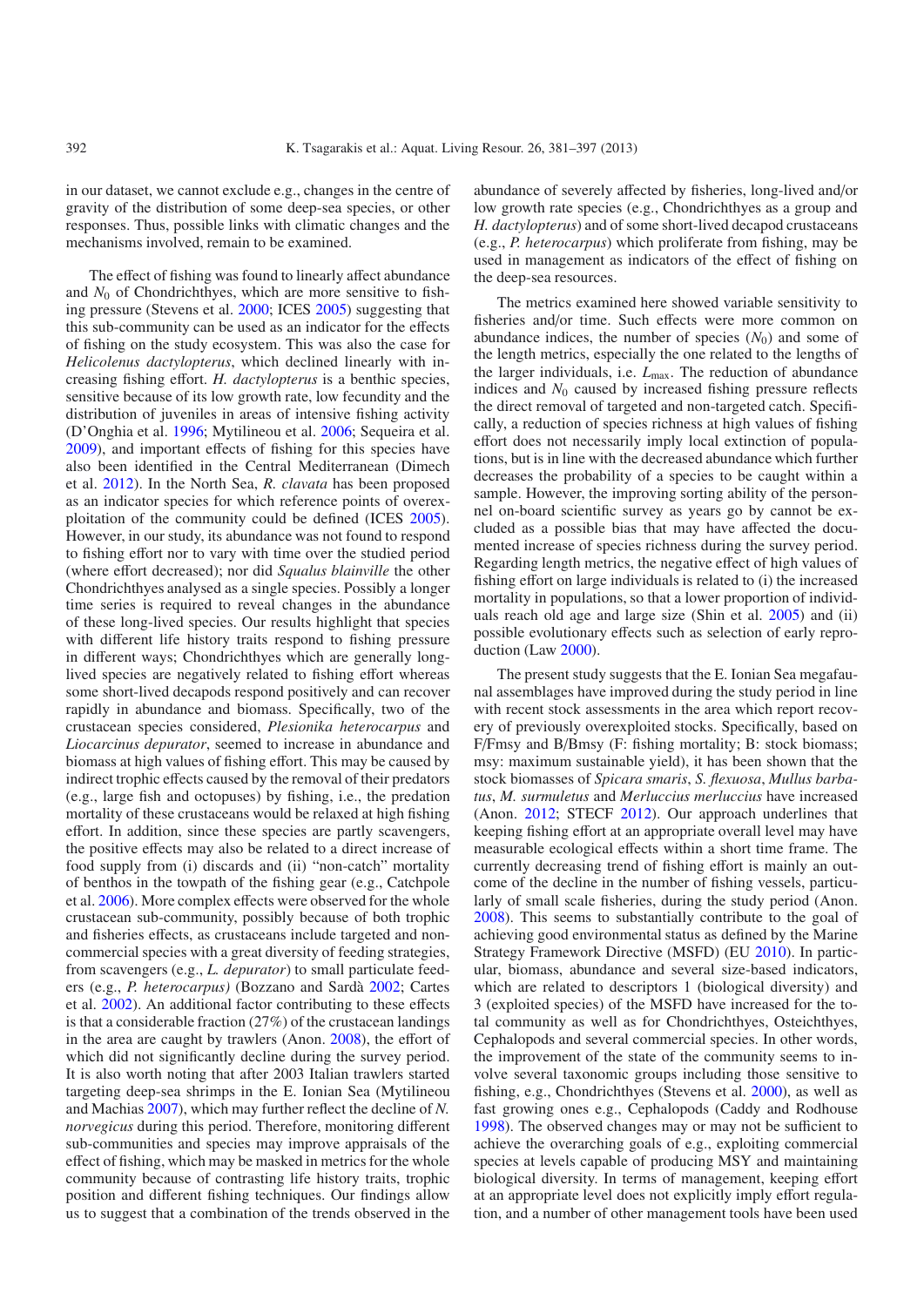in our dataset, we cannot exclude e.g., changes in the centre of gravity of the distribution of some deep-sea species, or other responses. Thus, possible links with climatic changes and the mechanisms involved, remain to be examined.

The effect of fishing was found to linearly affect abundance and $N_0$ of Chondrichthyes, which are more sensitive to fishing pressure (Stevens et al. 2000; ICES 2005) suggesting that this sub-community can be used as an indicator for the effects of fishing on the study ecosystem. This was also the case for *Helicolenus dactylopterus*, which declined linearly with increasing fishing effort. *H. dactylopterus* is a benthic species, sensitive because of its low growth rate, low fecundity and the distribution of juveniles in areas of intensive fishing activity (D'Onghia et al. 1996; Mytilineou et al. 2006; Sequeira et al. 2009), and important effects of fishing for this species have also been identified in the Central Mediterranean (Dimech et al. 2012). In the North Sea, *R. clavata* has been proposed as an indicator species for which reference points of overexploitation of the community could be defined (ICES 2005). However, in our study, its abundance was not found to respond to fishing effort nor to vary with time over the studied period (where effort decreased); nor did *Squalus blainville* the other Chondrichthyes analysed as a single species. Possibly a longer time series is required to reveal changes in the abundance of these long-lived species. Our results highlight that species with different life history traits respond to fishing pressure in different ways; Chondrichthyes which are generally long-lived species are negatively related to fishing effort whereas some short-lived decapods respond positively and can recover rapidly in abundance and biomass. Specifically, two of the crustacean species considered, *Plesionika heterocarpus* and *Liocarcinus depurator*, seemed to increase in abundance and biomass at high values of fishing effort. This may be caused by indirect trophic effects caused by the removal of their predators (e.g., large fish and octopuses) by fishing, i.e., the predation mortality of these crustaceans would be relaxed at high fishing effort. In addition, since these species are partly scavengers, the positive effects may also be related to a direct increase of food supply from (i) discards and (ii) "non-catch" mortality of benthos in the towpath of the fishing gear (e.g., Catchpole et al. 2006). More complex effects were observed for the whole crustacean sub-community, possibly because of both trophic and fisheries effects, as crustaceans include targeted and non-commercial species with a great diversity of feeding strategies, from scavengers (e.g., *L. depurator*) to small particulate feeders (e.g., *P. heterocarpus)* (Bozzano and Sardà 2002; Cartes et al. 2002). An additional factor contributing to these effects is that a considerable fraction (27%) of the crustacean landings in the area are caught by trawlers (Anon. 2008), the effort of which did not significantly decline during the survey period. It is also worth noting that after 2003 Italian trawlers started targeting deep-sea shrimps in the E. Ionian Sea (Mytilineou and Machias 2007), which may further reflect the decline of *N. norvegicus* during this period. Therefore, monitoring different sub-communities and species may improve appraisals of the effect of fishing, which may be masked in metrics for the whole community because of contrasting life history traits, trophic position and different fishing techniques. Our findings allow us to suggest that a combination of the trends observed in the abundance of severely affected by fisheries, long-lived and/or low growth rate species (e.g., Chondrichthyes as a group and *H. dactylopterus*) and of some short-lived decapod crustaceans (e.g., *P. heterocarpus*) which proliferate from fishing, may be used in management as indicators of the effect of fishing on the deep-sea resources.

The metrics examined here showed variable sensitivity to fisheries and/or time. Such effects were more common on abundance indices, the number of species ($N_0$) and some of the length metrics, especially the one related to the lengths of the larger individuals, i.e. $L_{\max}$. The reduction of abundance indices and $N_0$ caused by increased fishing pressure reflects the direct removal of targeted and non-targeted catch. Specifically, a reduction of species richness at high values of fishing effort does not necessarily imply local extinction of populations, but is in line with the decreased abundance which further decreases the probability of a species to be caught within a sample. However, the improving sorting ability of the personnel on-board scientific survey as years go by cannot be excluded as a possible bias that may have affected the documented increase of species richness during the survey period. Regarding length metrics, the negative effect of high values of fishing effort on large individuals is related to (i) the increased mortality in populations, so that a lower proportion of individuals reach old age and large size (Shin et al. 2005) and (ii) possible evolutionary effects such as selection of early reproduction (Law 2000).

The present study suggests that the E. Ionian Sea megafaunal assemblages have improved during the study period in line with recent stock assessments in the area which report recovery of previously overexploited stocks. Specifically, based on F/Fmsy and B/Bmsy (F: fishing mortality; B: stock biomass; msy: maximum sustainable yield), it has been shown that the stock biomasses of *Spicara smaris*, *S. flexuosa*, *Mullus barbatus*, *M. surmuletus* and *Merluccius merluccius* have increased (Anon. 2012; STECF 2012). Our approach underlines that keeping fishing effort at an appropriate overall level may have measurable ecological effects within a short time frame. The currently decreasing trend of fishing effort is mainly an outcome of the decline in the number of fishing vessels, particularly of small scale fisheries, during the study period (Anon. 2008). This seems to substantially contribute to the goal of achieving good environmental status as defined by the Marine Strategy Framework Directive (MSFD) (EU 2010). In particular, biomass, abundance and several size-based indicators, which are related to descriptors 1 (biological diversity) and 3 (exploited species) of the MSFD have increased for the total community as well as for Chondrichthyes, Osteichthyes, Cephalopods and several commercial species. In other words, the improvement of the state of the community seems to involve several taxonomic groups including those sensitive to fishing, e.g., Chondrichthyes (Stevens et al. 2000), as well as fast growing ones e.g., Cephalopods (Caddy and Rodhouse 1998). The observed changes may or may not be sufficient to achieve the overarching goals of e.g., exploiting commercial species at levels capable of producing MSY and maintaining biological diversity. In terms of management, keeping effort at an appropriate level does not explicitly imply effort regulation, and a number of other management tools have been used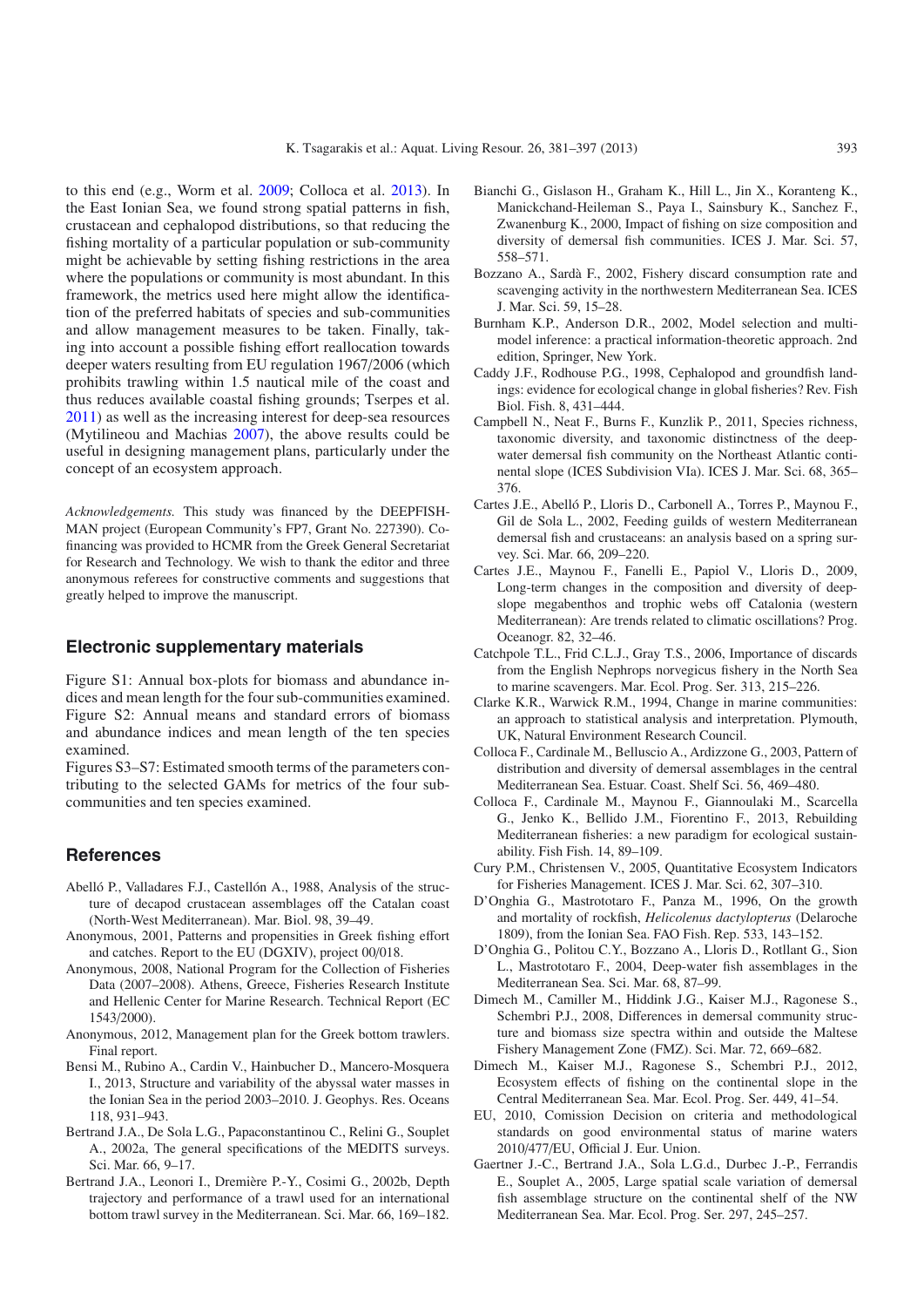to this end (e.g., Worm et al. 2009; Colloca et al. 2013). In the East Ionian Sea, we found strong spatial patterns in fish, crustacean and cephalopod distributions, so that reducing the fishing mortality of a particular population or sub-community might be achievable by setting fishing restrictions in the area where the populations or community is most abundant. In this framework, the metrics used here might allow the identification of the preferred habitats of species and sub-communities and allow management measures to be taken. Finally, taking into account a possible fishing effort reallocation towards deeper waters resulting from EU regulation 1967/2006 (which prohibits trawling within 1.5 nautical mile of the coast and thus reduces available coastal fishing grounds; Tserpes et al. 2011) as well as the increasing interest for deep-sea resources (Mytilineou and Machias 2007), the above results could be useful in designing management plans, particularly under the concept of an ecosystem approach.

*Acknowledgements.* This study was financed by the DEEPFISHMAN project (European Community's FP7, Grant No. 227390). Cofinancing was provided to HCMR from the Greek General Secretariat for Research and Technology. We wish to thank the editor and three anonymous referees for constructive comments and suggestions that greatly helped to improve the manuscript.

## Electronic supplementary materials

Figure S1: Annual box-plots for biomass and abundance indices and mean length for the four sub-communities examined.
Figure S2: Annual means and standard errors of biomass and abundance indices and mean length of the ten species examined.
Figures S3–S7: Estimated smooth terms of the parameters contributing to the selected GAMs for metrics of the four sub-communities and ten species examined.

## References

Abelló P., Valladares F.J., Castellón A., 1988, Analysis of the structure of decapod crustacean assemblages off the Catalan coast (North-West Mediterranean). Mar. Biol. 98, 39–49.

Anonymous, 2001, Patterns and propensities in Greek fishing effort and catches. Report to the EU (DGXIV), project 00/018.

Anonymous, 2008, National Program for the Collection of Fisheries Data (2007–2008). Athens, Greece, Fisheries Research Institute and Hellenic Center for Marine Research. Technical Report (EC 1543/2000).

Anonymous, 2012, Management plan for the Greek bottom trawlers. Final report.

Bensi M., Rubino A., Cardin V., Hainbucher D., Mancero-Mosquera I., 2013, Structure and variability of the abyssal water masses in the Ionian Sea in the period 2003–2010. J. Geophys. Res. Oceans 118, 931–943.

Bertrand J.A., De Sola L.G., Papaconstantinou C., Relini G., Souplet A., 2002a, The general specifications of the MEDITS surveys. Sci. Mar. 66, 9–17.

Bertrand J.A., Leonori I., Dremière P.-Y., Cosimi G., 2002b, Depth trajectory and performance of a trawl used for an international bottom trawl survey in the Mediterranean. Sci. Mar. 66, 169–182.

Bianchi G., Gislason H., Graham K., Hill L., Jin X., Koranteng K., Manickchand-Heileman S., Paya I., Sainsbury K., Sanchez F., Zwanenburg K., 2000, Impact of fishing on size composition and diversity of demersal fish communities. ICES J. Mar. Sci. 57, 558–571.

Bozzano A., Sardà F., 2002, Fishery discard consumption rate and scavenging activity in the northwestern Mediterranean Sea. ICES J. Mar. Sci. 59, 15–28.

Burnham K.P., Anderson D.R., 2002, Model selection and multimodel inference: a practical information-theoretic approach. 2nd edition, Springer, New York.

Caddy J.F., Rodhouse P.G., 1998, Cephalopod and groundfish landings: evidence for ecological change in global fisheries? Rev. Fish Biol. Fish. 8, 431–444.

Campbell N., Neat F., Burns F., Kunzlik P., 2011, Species richness, taxonomic diversity, and taxonomic distinctness of the deep-water demersal fish community on the Northeast Atlantic continental slope (ICES Subdivision VIa). ICES J. Mar. Sci. 68, 365–376.

Cartes J.E., Abelló P., Lloris D., Carbonell A., Torres P., Maynou F., Gil de Sola L., 2002, Feeding guilds of western Mediterranean demersal fish and crustaceans: an analysis based on a spring survey. Sci. Mar. 66, 209–220.

Cartes J.E., Maynou F., Fanelli E., Papiol V., Lloris D., 2009, Long-term changes in the composition and diversity of deep-slope megabenthos and trophic webs off Catalonia (western Mediterranean): Are trends related to climatic oscillations? Prog. Oceanogr. 82, 32–46.

Catchpole T.L., Frid C.L.J., Gray T.S., 2006, Importance of discards from the English Nephrops norvegicus fishery in the North Sea to marine scavengers. Mar. Ecol. Prog. Ser. 313, 215–226.

Clarke K.R., Warwick R.M., 1994, Change in marine communities: an approach to statistical analysis and interpretation. Plymouth, UK, Natural Environment Research Council.

Colloca F., Cardinale M., Belluscio A., Ardizzone G., 2003, Pattern of distribution and diversity of demersal assemblages in the central Mediterranean Sea. Estuar. Coast. Shelf Sci. 56, 469–480.

Colloca F., Cardinale M., Maynou F., Giannoulaki M., Scarcella G., Jenko K., Bellido J.M., Fiorentino F., 2013, Rebuilding Mediterranean fisheries: a new paradigm for ecological sustainability. Fish Fish. 14, 89–109.

Cury P.M., Christensen V., 2005, Quantitative Ecosystem Indicators for Fisheries Management. ICES J. Mar. Sci. 62, 307–310.

D'Onghia G., Mastrototaro F., Panza M., 1996, On the growth and mortality of rockfish, *Helicolenus dactylopterus* (Delaroche 1809), from the Ionian Sea. FAO Fish. Rep. 533, 143–152.

D'Onghia G., Politou C.Y., Bozzano A., Lloris D., Rotllant G., Sion L., Mastrototaro F., 2004, Deep-water fish assemblages in the Mediterranean Sea. Sci. Mar. 68, 87–99.

Dimech M., Camiller M., Hiddink J.G., Kaiser M.J., Ragonese S., Schembri P.J., 2008, Differences in demersal community structure and biomass size spectra within and outside the Maltese Fishery Management Zone (FMZ). Sci. Mar. 72, 669–682.

Dimech M., Kaiser M.J., Ragonese S., Schembri P.J., 2012, Ecosystem effects of fishing on the continental slope in the Central Mediterranean Sea. Mar. Ecol. Prog. Ser. 449, 41–54.

EU, 2010, Comission Decision on criteria and methodological standards on good environmental status of marine waters 2010/477/EU, Official J. Eur. Union.

Gaertner J.-C., Bertrand J.A., Sola L.G.d., Durbec J.-P., Ferrandis E., Souplet A., 2005, Large spatial scale variation of demersal fish assemblage structure on the continental shelf of the NW Mediterranean Sea. Mar. Ecol. Prog. Ser. 297, 245–257.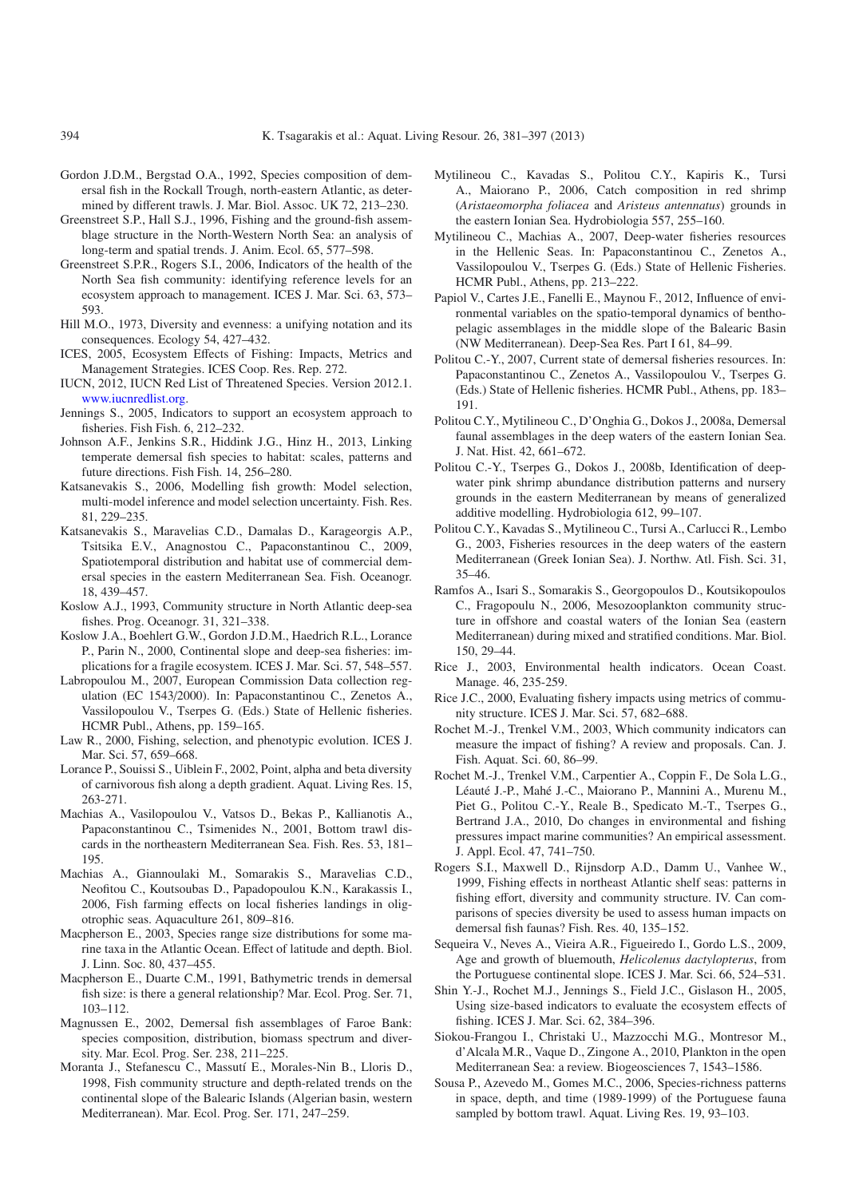Gordon J.D.M., Bergstad O.A., 1992, Species composition of demersal fish in the Rockall Trough, north-eastern Atlantic, as determined by different trawls. J. Mar. Biol. Assoc. UK 72, 213–230.

Greenstreet S.P., Hall S.J., 1996, Fishing and the ground-fish assemblage structure in the North-Western North Sea: an analysis of long-term and spatial trends. J. Anim. Ecol. 65, 577–598.

Greenstreet S.P.R., Rogers S.I., 2006, Indicators of the health of the North Sea fish community: identifying reference levels for an ecosystem approach to management. ICES J. Mar. Sci. 63, 573–593.

Hill M.O., 1973, Diversity and evenness: a unifying notation and its consequences. Ecology 54, 427–432.

ICES, 2005, Ecosystem Effects of Fishing: Impacts, Metrics and Management Strategies. ICES Coop. Res. Rep. 272.

IUCN, 2012, IUCN Red List of Threatened Species. Version 2012.1. www.iucnredlist.org.

Jennings S., 2005, Indicators to support an ecosystem approach to fisheries. Fish Fish. 6, 212–232.

Johnson A.F., Jenkins S.R., Hiddink J.G., Hinz H., 2013, Linking temperate demersal fish species to habitat: scales, patterns and future directions. Fish Fish. 14, 256–280.

Katsanevakis S., 2006, Modelling fish growth: Model selection, multi-model inference and model selection uncertainty. Fish. Res. 81, 229–235.

Katsanevakis S., Maravelias C.D., Damalas D., Karageorgis A.P., Tsitsika E.V., Anagnostou C., Papaconstantinou C., 2009, Spatiotemporal distribution and habitat use of commercial demersal species in the eastern Mediterranean Sea. Fish. Oceanogr. 18, 439–457.

Koslow A.J., 1993, Community structure in North Atlantic deep-sea fishes. Prog. Oceanogr. 31, 321–338.

Koslow J.A., Boehlert G.W., Gordon J.D.M., Haedrich R.L., Lorance P., Parin N., 2000, Continental slope and deep-sea fisheries: implications for a fragile ecosystem. ICES J. Mar. Sci. 57, 548–557.

Labropoulou M., 2007, European Commission Data collection regulation (EC 1543/2000). In: Papaconstantinou C., Zenetos A., Vassilopoulou V., Tserpes G. (Eds.) State of Hellenic fisheries. HCMR Publ., Athens, pp. 159–165.

Law R., 2000, Fishing, selection, and phenotypic evolution. ICES J. Mar. Sci. 57, 659–668.

Lorance P., Souissi S., Uiblein F., 2002, Point, alpha and beta diversity of carnivorous fish along a depth gradient. Aquat. Living Res. 15, 263-271.

Machias A., Vasilopoulou V., Vatsos D., Bekas P., Kallianotis A., Papaconstantinou C., Tsimenides N., 2001, Bottom trawl discards in the northeastern Mediterranean Sea. Fish. Res. 53, 181–195.

Machias A., Giannoulaki M., Somarakis S., Maravelias C.D., Neofitou C., Koutsoubas D., Papadopoulou K.N., Karakassis I., 2006, Fish farming effects on local fisheries landings in oligotrophic seas. Aquaculture 261, 809–816.

Macpherson E., 2003, Species range size distributions for some marine taxa in the Atlantic Ocean. Effect of latitude and depth. Biol. J. Linn. Soc. 80, 437–455.

Macpherson E., Duarte C.M., 1991, Bathymetric trends in demersal fish size: is there a general relationship? Mar. Ecol. Prog. Ser. 71, 103–112.

Magnussen E., 2002, Demersal fish assemblages of Faroe Bank: species composition, distribution, biomass spectrum and diversity. Mar. Ecol. Prog. Ser. 238, 211–225.

Moranta J., Stefanescu C., Massutí E., Morales-Nin B., Lloris D., 1998, Fish community structure and depth-related trends on the continental slope of the Balearic Islands (Algerian basin, western Mediterranean). Mar. Ecol. Prog. Ser. 171, 247–259.

Mytilineou C., Kavadas S., Politou C.Y., Kapiris K., Tursi A., Maiorano P., 2006, Catch composition in red shrimp (*Aristaeomorpha foliacea* and *Aristeus antennatus*) grounds in the eastern Ionian Sea. Hydrobiologia 557, 255–160.

Mytilineou C., Machias A., 2007, Deep-water fisheries resources in the Hellenic Seas. In: Papaconstantinou C., Zenetos A., Vassilopoulou V., Tserpes G. (Eds.) State of Hellenic Fisheries. HCMR Publ., Athens, pp. 213–222.

Papiol V., Cartes J.E., Fanelli E., Maynou F., 2012, Influence of environmental variables on the spatio-temporal dynamics of benthopelagic assemblages in the middle slope of the Balearic Basin (NW Mediterranean). Deep-Sea Res. Part I 61, 84–99.

Politou C.-Y., 2007, Current state of demersal fisheries resources. In: Papaconstantinou C., Zenetos A., Vassilopoulou V., Tserpes G. (Eds.) State of Hellenic fisheries. HCMR Publ., Athens, pp. 183–191.

Politou C.Y., Mytilineou C., D'Onghia G., Dokos J., 2008a, Demersal faunal assemblages in the deep waters of the eastern Ionian Sea. J. Nat. Hist. 42, 661–672.

Politou C.-Y., Tserpes G., Dokos J., 2008b, Identification of deep-water pink shrimp abundance distribution patterns and nursery grounds in the eastern Mediterranean by means of generalized additive modelling. Hydrobiologia 612, 99–107.

Politou C.Y., Kavadas S., Mytilineou C., Tursi A., Carlucci R., Lembo G., 2003, Fisheries resources in the deep waters of the eastern Mediterranean (Greek Ionian Sea). J. Northw. Atl. Fish. Sci. 31, 35–46.

Ramfos A., Isari S., Somarakis S., Georgopoulos D., Koutsikopoulos C., Fragopoulu N., 2006, Mesozooplankton community structure in offshore and coastal waters of the Ionian Sea (eastern Mediterranean) during mixed and stratified conditions. Mar. Biol. 150, 29–44.

Rice J., 2003, Environmental health indicators. Ocean Coast. Manage. 46, 235-259.

Rice J.C., 2000, Evaluating fishery impacts using metrics of community structure. ICES J. Mar. Sci. 57, 682–688.

Rochet M.-J., Trenkel V.M., 2003, Which community indicators can measure the impact of fishing? A review and proposals. Can. J. Fish. Aquat. Sci. 60, 86–99.

Rochet M.-J., Trenkel V.M., Carpentier A., Coppin F., De Sola L.G., Léauté J.-P., Mahé J.-C., Maiorano P., Mannini A., Murenu M., Piet G., Politou C.-Y., Reale B., Spedicato M.-T., Tserpes G., Bertrand J.A., 2010, Do changes in environmental and fishing pressures impact marine communities? An empirical assessment. J. Appl. Ecol. 47, 741–750.

Rogers S.I., Maxwell D., Rijnsdorp A.D., Damm U., Vanhee W., 1999, Fishing effects in northeast Atlantic shelf seas: patterns in fishing effort, diversity and community structure. IV. Can comparisons of species diversity be used to assess human impacts on demersal fish faunas? Fish. Res. 40, 135–152.

Sequeira V., Neves A., Vieira A.R., Figueiredo I., Gordo L.S., 2009, Age and growth of bluemouth, *Helicolenus dactylopterus*, from the Portuguese continental slope. ICES J. Mar. Sci. 66, 524–531.

Shin Y.-J., Rochet M.J., Jennings S., Field J.C., Gislason H., 2005, Using size-based indicators to evaluate the ecosystem effects of fishing. ICES J. Mar. Sci. 62, 384–396.

Siokou-Frangou I., Christaki U., Mazzocchi M.G., Montresor M., d'Alcala M.R., Vaque D., Zingone A., 2010, Plankton in the open Mediterranean Sea: a review. Biogeosciences 7, 1543–1586.

Sousa P., Azevedo M., Gomes M.C., 2006, Species-richness patterns in space, depth, and time (1989-1999) of the Portuguese fauna sampled by bottom trawl. Aquat. Living Res. 19, 93–103.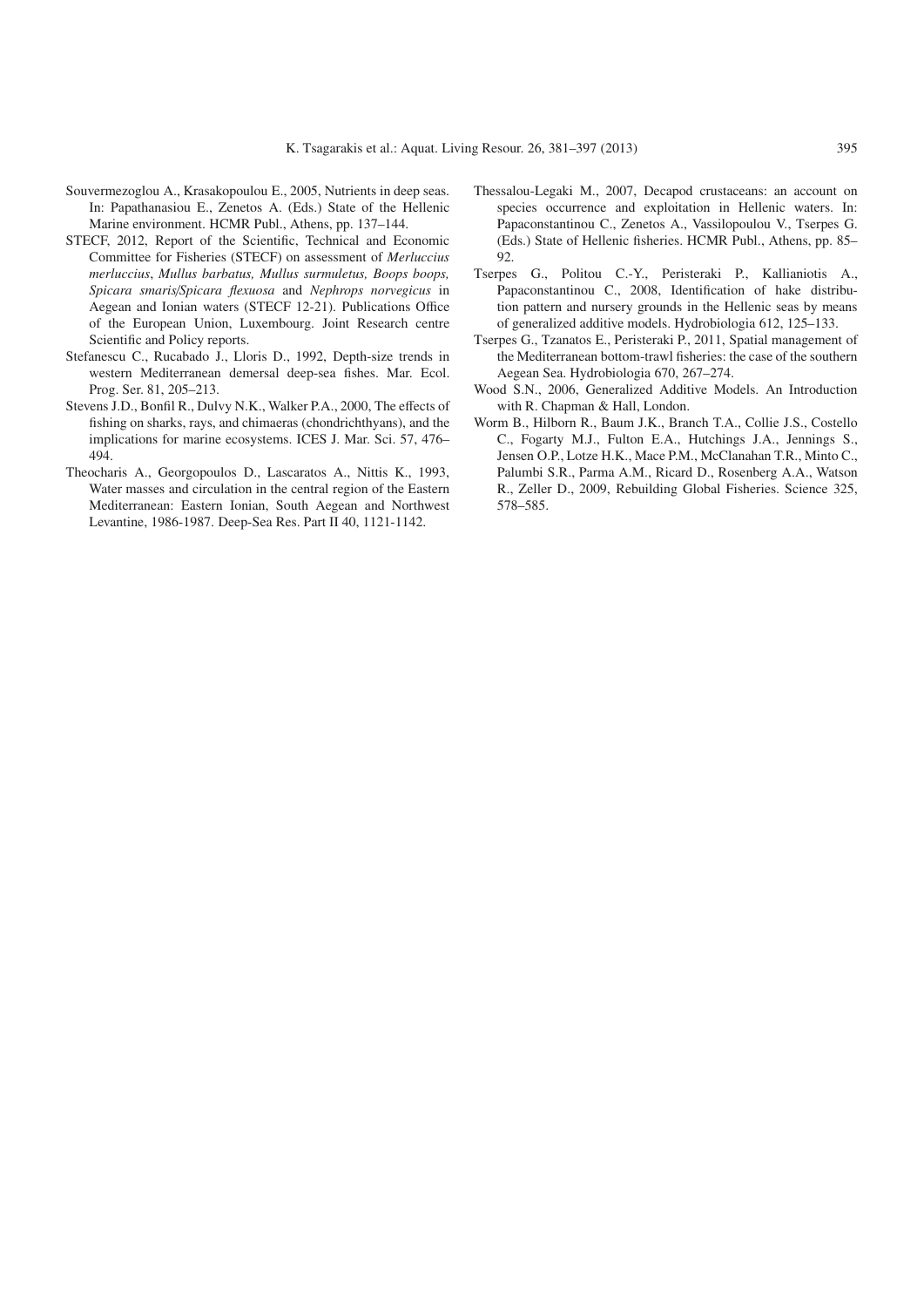Souvermezoglou A., Krasakopoulou E., 2005, Nutrients in deep seas. In: Papathanasiou E., Zenetos A. (Eds.) State of the Hellenic Marine environment. HCMR Publ., Athens, pp. 137–144.

STECF, 2012, Report of the Scientific, Technical and Economic Committee for Fisheries (STECF) on assessment of *Merluccius merluccius*, *Mullus barbatus, Mullus surmuletus, Boops boops, Spicara smaris/Spicara flexuosa* and *Nephrops norvegicus* in Aegean and Ionian waters (STECF 12-21). Publications Office of the European Union, Luxembourg. Joint Research centre Scientific and Policy reports.

Stefanescu C., Rucabado J., Lloris D., 1992, Depth-size trends in western Mediterranean demersal deep-sea fishes. Mar. Ecol. Prog. Ser. 81, 205–213.

Stevens J.D., Bonfil R., Dulvy N.K., Walker P.A., 2000, The effects of fishing on sharks, rays, and chimaeras (chondrichthyans), and the implications for marine ecosystems. ICES J. Mar. Sci. 57, 476–494.

Theocharis A., Georgopoulos D., Lascaratos A., Nittis K., 1993, Water masses and circulation in the central region of the Eastern Mediterranean: Eastern Ionian, South Aegean and Northwest Levantine, 1986-1987. Deep-Sea Res. Part II 40, 1121-1142.

Thessalou-Legaki M., 2007, Decapod crustaceans: an account on species occurrence and exploitation in Hellenic waters. In: Papaconstantinou C., Zenetos A., Vassilopoulou V., Tserpes G. (Eds.) State of Hellenic fisheries. HCMR Publ., Athens, pp. 85–92.

Tserpes G., Politou C.-Y., Peristeraki P., Kallianiotis A., Papaconstantinou C., 2008, Identification of hake distribution pattern and nursery grounds in the Hellenic seas by means of generalized additive models. Hydrobiologia 612, 125–133.

Tserpes G., Tzanatos E., Peristeraki P., 2011, Spatial management of the Mediterranean bottom-trawl fisheries: the case of the southern Aegean Sea. Hydrobiologia 670, 267–274.

Wood S.N., 2006, Generalized Additive Models. An Introduction with R. Chapman & Hall, London.

Worm B., Hilborn R., Baum J.K., Branch T.A., Collie J.S., Costello C., Fogarty M.J., Fulton E.A., Hutchings J.A., Jennings S., Jensen O.P., Lotze H.K., Mace P.M., McClanahan T.R., Minto C., Palumbi S.R., Parma A.M., Ricard D., Rosenberg A.A., Watson R., Zeller D., 2009, Rebuilding Global Fisheries. Science 325, 578–585.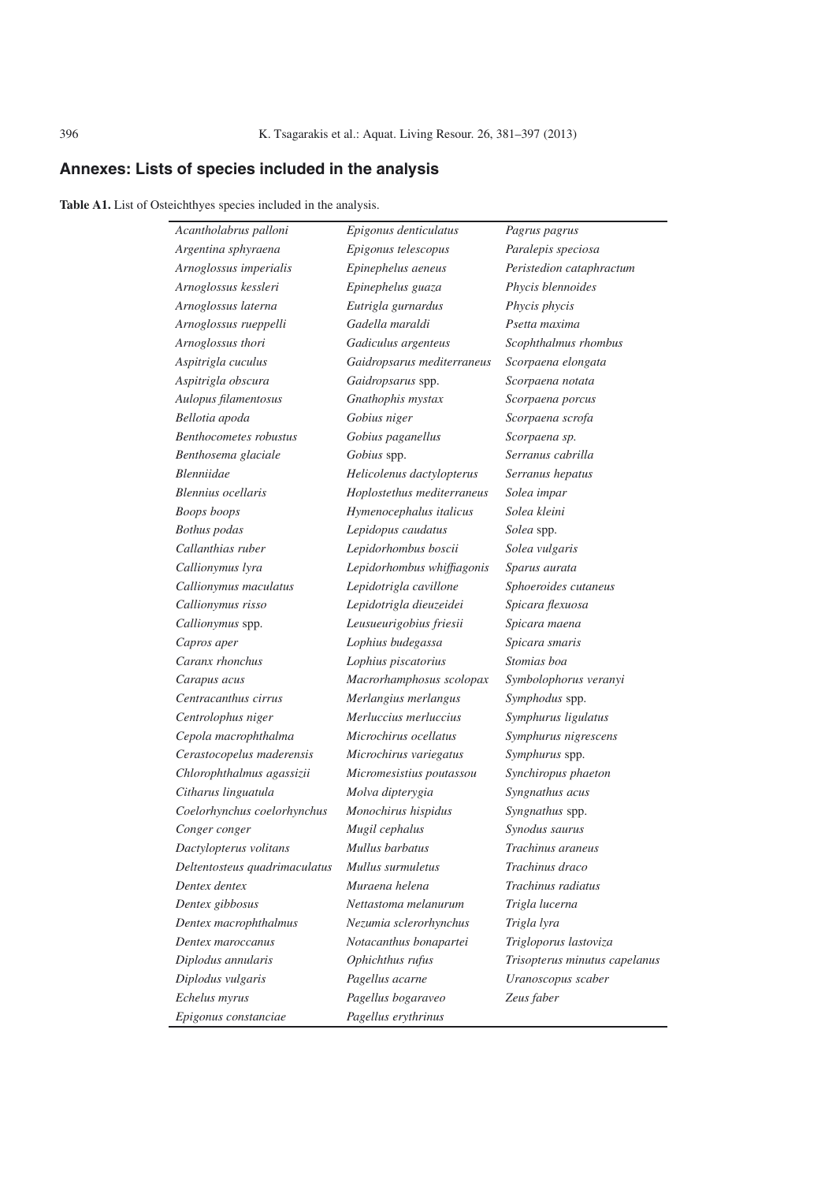## Annexes: Lists of species included in the analysis

**Table A1.** List of Osteichthyes species included in the analysis.

| | | |
|---|---|---|
| *Acantholabrus palloni* | *Epigonus denticulatus* | *Pagrus pagrus* |
| *Argentina sphyraena* | *Epigonus telescopus* | *Paralepis speciosa* |
| *Arnoglossus imperialis* | *Epinephelus aeneus* | *Peristedion cataphractum* |
| *Arnoglossus kessleri* | *Epinephelus guaza* | *Phycis blennoides* |
| *Arnoglossus laterna* | *Eutrigla gurnardus* | *Phycis phycis* |
| *Arnoglossus rueppelli* | *Gadella maraldi* | *Psetta maxima* |
| *Arnoglossus thori* | *Gadiculus argenteus* | *Scophthalmus rhombus* |
| *Aspitrigla cuculus* | *Gaidropsarus mediterraneus* | *Scorpaena elongata* |
| *Aspitrigla obscura* | *Gaidropsarus* spp. | *Scorpaena notata* |
| *Aulopus filamentosus* | *Gnathophis mystax* | *Scorpaena porcus* |
| *Bellotia apoda* | *Gobius niger* | *Scorpaena scrofa* |
| *Benthocometes robustus* | *Gobius paganellus* | *Scorpaena sp.* |
| *Benthosema glaciale* | *Gobius* spp. | *Serranus cabrilla* |
| *Blenniidae* | *Helicolenus dactylopterus* | *Serranus hepatus* |
| *Blennius ocellaris* | *Hoplostethus mediterraneus* | *Solea impar* |
| *Boops boops* | *Hymenocephalus italicus* | *Solea kleini* |
| *Bothus podas* | *Lepidopus caudatus* | *Solea* spp. |
| *Callanthias ruber* | *Lepidorhombus boscii* | *Solea vulgaris* |
| *Callionymus lyra* | *Lepidorhombus whiffiagonis* | *Sparus aurata* |
| *Callionymus maculatus* | *Lepidotrigla cavillone* | *Sphoeroides cutaneus* |
| *Callionymus risso* | *Lepidotrigla dieuzeidei* | *Spicara flexuosa* |
| *Callionymus* spp. | *Leusueurigobius friesii* | *Spicara maena* |
| *Capros aper* | *Lophius budegassa* | *Spicara smaris* |
| *Caranx rhonchus* | *Lophius piscatorius* | *Stomias boa* |
| *Carapus acus* | *Macrorhamphosus scolopax* | *Symbolophorus veranyi* |
| *Centracanthus cirrus* | *Merlangius merlangus* | *Symphodus* spp. |
| *Centrolophus niger* | *Merluccius merluccius* | *Symphurus ligulatus* |
| *Cepola macrophthalma* | *Microchirus ocellatus* | *Symphurus nigrescens* |
| *Cerastocopelus maderensis* | *Microchirus variegatus* | *Symphurus* spp. |
| *Chlorophthalmus agassizii* | *Micromesistius poutassou* | *Synchiropus phaeton* |
| *Citharus linguatula* | *Molva dipterygia* | *Syngnathus acus* |
| *Coelorhynchus coelorhynchus* | *Monochirus hispidus* | *Syngnathus* spp. |
| *Conger conger* | *Mugil cephalus* | *Synodus saurus* |
| *Dactylopterus volitans* | *Mullus barbatus* | *Trachinus araneus* |
| *Deltentosteus quadrimaculatus* | *Mullus surmuletus* | *Trachinus draco* |
| *Dentex dentex* | *Muraena helena* | *Trachinus radiatus* |
| *Dentex gibbosus* | *Nettastoma melanurum* | *Trigla lucerna* |
| *Dentex macrophthalmus* | *Nezumia sclerorhynchus* | *Trigla lyra* |
| *Dentex maroccanus* | *Notacanthus bonapartei* | *Trigloporus lastoviza* |
| *Diplodus annularis* | *Ophichthus rufus* | *Trisopterus minutus capelanus* |
| *Diplodus vulgaris* | *Pagellus acarne* | *Uranoscopus scaber* |
| *Echelus myrus* | *Pagellus bogaraveo* | *Zeus faber* |
| *Epigonus constanciae* | *Pagellus erythrinus* | |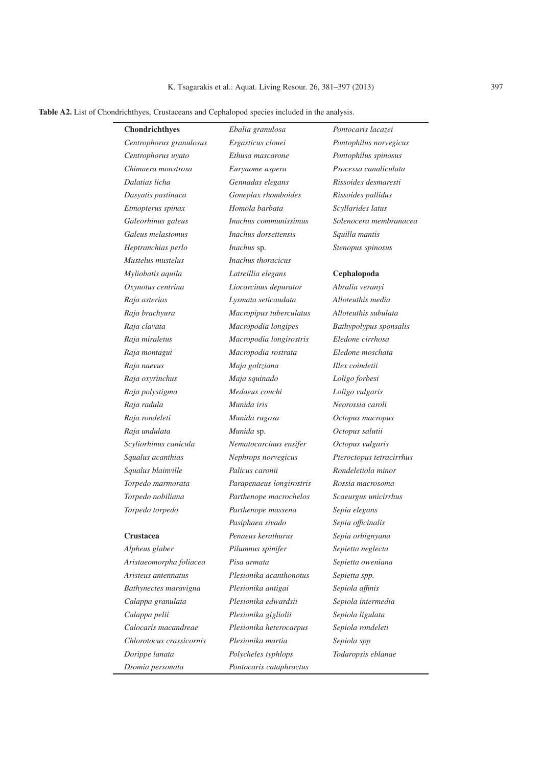**Table A2.** List of Chondrichthyes, Crustaceans and Cephalopod species included in the analysis.

| | | |
|---|---|---|
| **Chondrichthyes** | *Ebalia granulosa* | *Pontocaris lacazei* |
| *Centrophorus granulosus* | *Ergasticus clouei* | *Pontophilus norvegicus* |
| *Centrophorus uyato* | *Ethusa mascarone* | *Pontophilus spinosus* |
| *Chimaera monstrosa* | *Eurynome aspera* | *Processa canaliculata* |
| *Dalatias licha* | *Gennadas elegans* | *Rissoides desmaresti* |
| *Dasyatis pastinaca* | *Goneplax rhomboides* | *Rissoides pallidus* |
| *Etmopterus spinax* | *Homola barbata* | *Scyllarides latus* |
| *Galeorhinus galeus* | *Inachus communissimus* | *Solenocera membranacea* |
| *Galeus melastomus* | *Inachus dorsettensis* | *Squilla mantis* |
| *Heptranchias perlo* | *Inachus* sp. | *Stenopus spinosus* |
| *Mustelus mustelus* | *Inachus thoracicus* | |
| *Myliobatis aquila* | *Latreillia elegans* | **Cephalopoda** |
| *Oxynotus centrina* | *Liocarcinus depurator* | *Abralia veranyi* |
| *Raja asterias* | *Lysmata seticaudata* | *Alloteuthis media* |
| *Raja brachyura* | *Macropipus tuberculatus* | *Alloteuthis subulata* |
| *Raja clavata* | *Macropodia longipes* | *Bathypolypus sponsalis* |
| *Raja miraletus* | *Macropodia longirostris* | *Eledone cirrhosa* |
| *Raja montagui* | *Macropodia rostrata* | *Eledone moschata* |
| *Raja naevus* | *Maja goltziana* | *Illex coindetii* |
| *Raja oxyrinchus* | *Maja squinado* | *Loligo forbesi* |
| *Raja polystigma* | *Medaeus couchi* | *Loligo vulgaris* |
| *Raja radula* | *Munida iris* | *Neorossia caroli* |
| *Raja rondeleti* | *Munida rugosa* | *Octopus macropus* |
| *Raja undulata* | *Munida* sp. | *Octopus salutii* |
| *Scyliorhinus canicula* | *Nematocarcinus ensifer* | *Octopus vulgaris* |
| *Squalus acanthias* | *Nephrops norvegicus* | *Pteroctopus tetracirrhus* |
| *Squalus blainville* | *Palicus caronii* | *Rondeletiola minor* |
| *Torpedo marmorata* | *Parapenaeus longirostris* | *Rossia macrosoma* |
| *Torpedo nobiliana* | *Parthenope macrochelos* | *Scaeurgus unicirrhus* |
| *Torpedo torpedo* | *Parthenope massena* | *Sepia elegans* |
| | *Pasiphaea sivado* | *Sepia officinalis* |
| **Crustacea** | *Penaeus kerathurus* | *Sepia orbignyana* |
| *Alpheus glaber* | *Pilumnus spinifer* | *Sepietta neglecta* |
| *Aristaeomorpha foliacea* | *Pisa armata* | *Sepietta oweniana* |
| *Aristeus antennatus* | *Plesionika acanthonotus* | *Sepietta spp.* |
| *Bathynectes maravigna* | *Plesionika antigai* | *Sepiola affinis* |
| *Calappa granulata* | *Plesionika edwardsii* | *Sepiola intermedia* |
| *Calappa pelii* | *Plesionika gigliolii* | *Sepiola ligulata* |
| *Calocaris macandreae* | *Plesionika heterocarpus* | *Sepiola rondeleti* |
| *Chlorotocus crassicornis* | *Plesionika martia* | *Sepiola spp* |
| *Dorippe lanata* | *Polycheles typhlops* | *Todaropsis eblanae* |
| *Dromia personata* | *Pontocaris cataphractus* | |